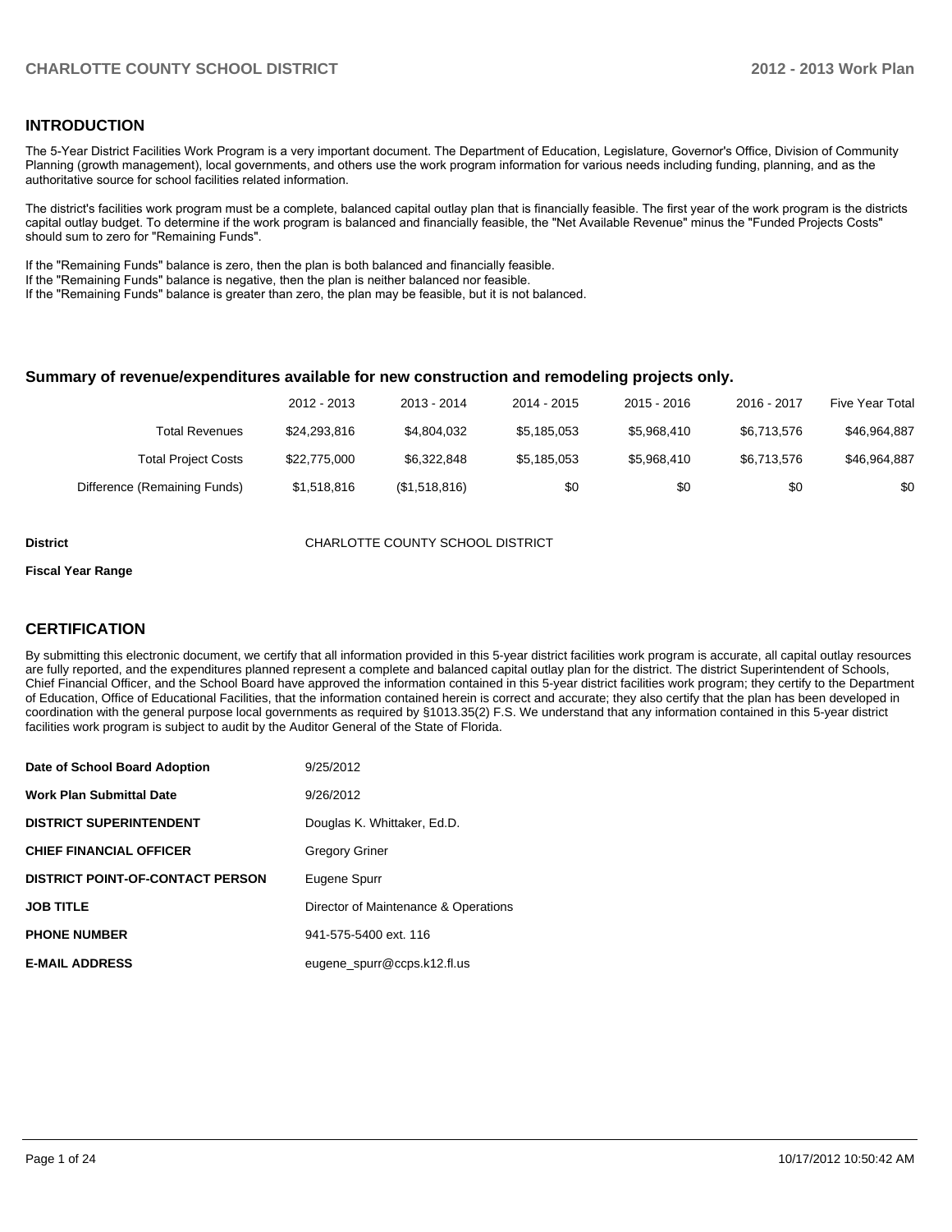## INTRODUCTION

The 5-Year District Facilities Work Program is a very important document. The Department of Education, Legislature, Governor's Office, Division of Community Planning (growth management), local governments, and others use the work program information for various needs including funding, planning, and as the authoritative source for school facilities related information.

The district's facilities work program must be a complete, balanced capital outlay plan that is financially feasible. The first year of the work program is the districts capital outlay budget. To determine if the work program is balanced and financially feasible, the "Net Available Revenue" minus the "Funded Projects Costs" should sum to zero for "Remaining Funds".

If the "Remaining Funds" balance is zero, then the plan is both balanced and financially feasible.
If the "Remaining Funds" balance is negative, then the plan is neither balanced nor feasible.
If the "Remaining Funds" balance is greater than zero, the plan may be feasible, but it is not balanced.

### Summary of revenue/expenditures available for new construction and remodeling projects only.

| | 2012 - 2013 | 2013 - 2014 | 2014 - 2015 | 2015 - 2016 | 2016 - 2017 | Five Year Total |
|---|---|---|---|---|---|---|
| Total Revenues | $24,293,816 | $4,804,032 | $5,185,053 | $5,968,410 | $6,713,576 | $46,964,887 |
| Total Project Costs | $22,775,000 | $6,322,848 | $5,185,053 | $5,968,410 | $6,713,576 | $46,964,887 |
| Difference (Remaining Funds) | $1,518,816 | ($1,518,816) | $0 | $0 | $0 | $0 |

**District** CHARLOTTE COUNTY SCHOOL DISTRICT

**Fiscal Year Range**

## CERTIFICATION

By submitting this electronic document, we certify that all information provided in this 5-year district facilities work program is accurate, all capital outlay resources are fully reported, and the expenditures planned represent a complete and balanced capital outlay plan for the district. The district Superintendent of Schools, Chief Financial Officer, and the School Board have approved the information contained in this 5-year district facilities work program; they certify to the Department of Education, Office of Educational Facilities, that the information contained herein is correct and accurate; they also certify that the plan has been developed in coordination with the general purpose local governments as required by §1013.35(2) F.S. We understand that any information contained in this 5-year district facilities work program is subject to audit by the Auditor General of the State of Florida.

| | |
|---|---|
| **Date of School Board Adoption** | 9/25/2012 |
| **Work Plan Submittal Date** | 9/26/2012 |
| **DISTRICT SUPERINTENDENT** | Douglas K. Whittaker, Ed.D. |
| **CHIEF FINANCIAL OFFICER** | Gregory Griner |
| **DISTRICT POINT-OF-CONTACT PERSON** | Eugene Spurr |
| **JOB TITLE** | Director of Maintenance & Operations |
| **PHONE NUMBER** | 941-575-5400 ext. 116 |
| **E-MAIL ADDRESS** | eugene_spurr@ccps.k12.fl.us |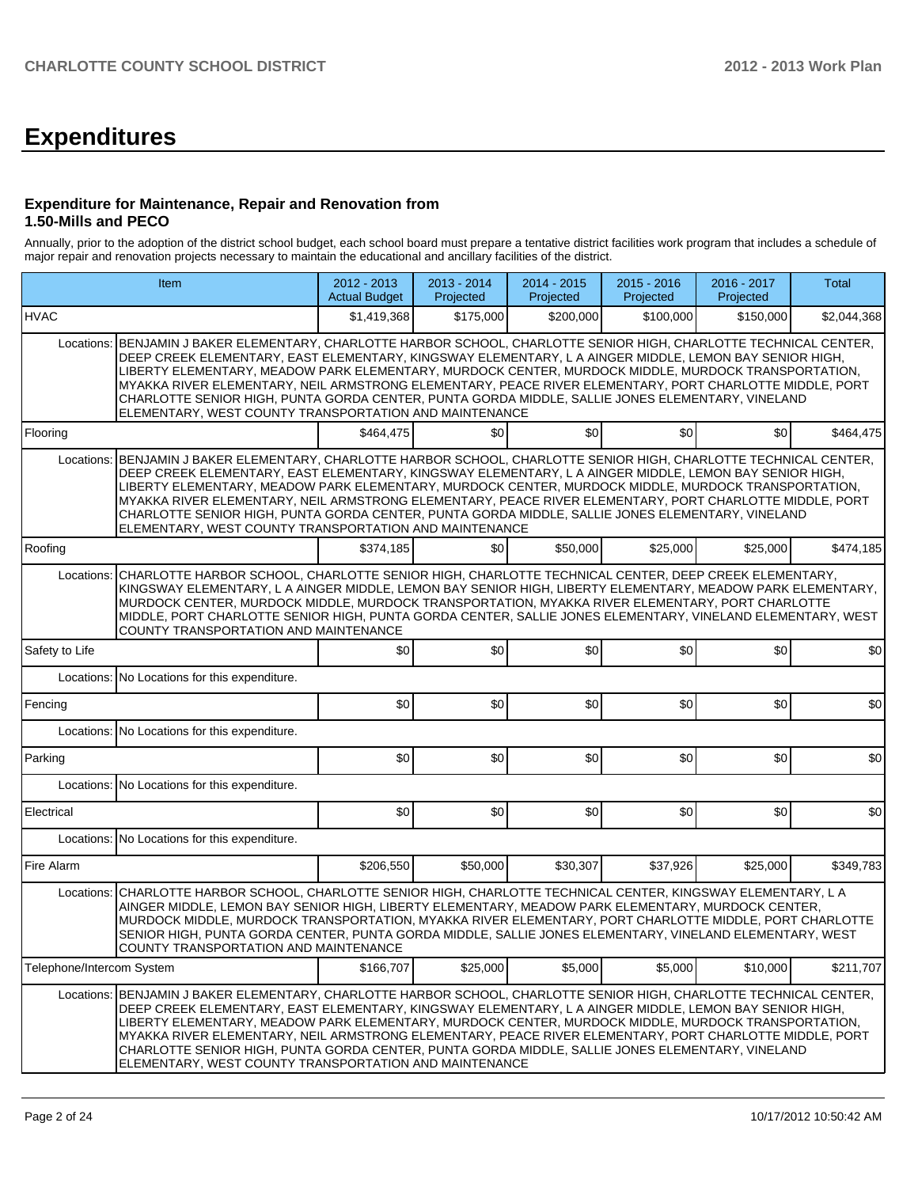# Expenditures

### Expenditure for Maintenance, Repair and Renovation from 1.50-Mills and PECO

Annually, prior to the adoption of the district school budget, each school board must prepare a tentative district facilities work program that includes a schedule of major repair and renovation projects necessary to maintain the educational and ancillary facilities of the district.

| Item | | 2012 - 2013 Actual Budget | 2013 - 2014 Projected | 2014 - 2015 Projected | 2015 - 2016 Projected | 2016 - 2017 Projected | Total |
|---|---|---|---|---|---|---|---|
| HVAC | | $1,419,368 | $175,000 | $200,000 | $100,000 | $150,000 | $2,044,368 |
| Locations: | BENJAMIN J BAKER ELEMENTARY, CHARLOTTE HARBOR SCHOOL, CHARLOTTE SENIOR HIGH, CHARLOTTE TECHNICAL CENTER, DEEP CREEK ELEMENTARY, EAST ELEMENTARY, KINGSWAY ELEMENTARY, L A AINGER MIDDLE, LEMON BAY SENIOR HIGH, LIBERTY ELEMENTARY, MEADOW PARK ELEMENTARY, MURDOCK CENTER, MURDOCK MIDDLE, MURDOCK TRANSPORTATION, MYAKKA RIVER ELEMENTARY, NEIL ARMSTRONG ELEMENTARY, PEACE RIVER ELEMENTARY, PORT CHARLOTTE MIDDLE, PORT CHARLOTTE SENIOR HIGH, PUNTA GORDA CENTER, PUNTA GORDA MIDDLE, SALLIE JONES ELEMENTARY, VINELAND ELEMENTARY, WEST COUNTY TRANSPORTATION AND MAINTENANCE | | | | | | |
| Flooring | | $464,475 | $0 | $0 | $0 | $0 | $464,475 |
| Locations: | BENJAMIN J BAKER ELEMENTARY, CHARLOTTE HARBOR SCHOOL, CHARLOTTE SENIOR HIGH, CHARLOTTE TECHNICAL CENTER, DEEP CREEK ELEMENTARY, EAST ELEMENTARY, KINGSWAY ELEMENTARY, L A AINGER MIDDLE, LEMON BAY SENIOR HIGH, LIBERTY ELEMENTARY, MEADOW PARK ELEMENTARY, MURDOCK CENTER, MURDOCK MIDDLE, MURDOCK TRANSPORTATION, MYAKKA RIVER ELEMENTARY, NEIL ARMSTRONG ELEMENTARY, PEACE RIVER ELEMENTARY, PORT CHARLOTTE MIDDLE, PORT CHARLOTTE SENIOR HIGH, PUNTA GORDA CENTER, PUNTA GORDA MIDDLE, SALLIE JONES ELEMENTARY, VINELAND ELEMENTARY, WEST COUNTY TRANSPORTATION AND MAINTENANCE | | | | | | |
| Roofing | | $374,185 | $0 | $50,000 | $25,000 | $25,000 | $474,185 |
| Locations: | CHARLOTTE HARBOR SCHOOL, CHARLOTTE SENIOR HIGH, CHARLOTTE TECHNICAL CENTER, DEEP CREEK ELEMENTARY, KINGSWAY ELEMENTARY, L A AINGER MIDDLE, LEMON BAY SENIOR HIGH, LIBERTY ELEMENTARY, MEADOW PARK ELEMENTARY, MURDOCK CENTER, MURDOCK MIDDLE, MURDOCK TRANSPORTATION, MYAKKA RIVER ELEMENTARY, PORT CHARLOTTE MIDDLE, PORT CHARLOTTE SENIOR HIGH, PUNTA GORDA CENTER, SALLIE JONES ELEMENTARY, VINELAND ELEMENTARY, WEST COUNTY TRANSPORTATION AND MAINTENANCE | | | | | | |
| Safety to Life | | $0 | $0 | $0 | $0 | $0 | $0 |
| Locations: | No Locations for this expenditure. | | | | | | |
| Fencing | | $0 | $0 | $0 | $0 | $0 | $0 |
| Locations: | No Locations for this expenditure. | | | | | | |
| Parking | | $0 | $0 | $0 | $0 | $0 | $0 |
| Locations: | No Locations for this expenditure. | | | | | | |
| Electrical | | $0 | $0 | $0 | $0 | $0 | $0 |
| Locations: | No Locations for this expenditure. | | | | | | |
| Fire Alarm | | $206,550 | $50,000 | $30,307 | $37,926 | $25,000 | $349,783 |
| Locations: | CHARLOTTE HARBOR SCHOOL, CHARLOTTE SENIOR HIGH, CHARLOTTE TECHNICAL CENTER, KINGSWAY ELEMENTARY, L A AINGER MIDDLE, LEMON BAY SENIOR HIGH, LIBERTY ELEMENTARY, MEADOW PARK ELEMENTARY, MURDOCK CENTER, MURDOCK MIDDLE, MURDOCK TRANSPORTATION, MYAKKA RIVER ELEMENTARY, PORT CHARLOTTE MIDDLE, PORT CHARLOTTE SENIOR HIGH, PUNTA GORDA CENTER, PUNTA GORDA MIDDLE, SALLIE JONES ELEMENTARY, VINELAND ELEMENTARY, WEST COUNTY TRANSPORTATION AND MAINTENANCE | | | | | | |
| Telephone/Intercom System | | $166,707 | $25,000 | $5,000 | $5,000 | $10,000 | $211,707 |
| Locations: | BENJAMIN J BAKER ELEMENTARY, CHARLOTTE HARBOR SCHOOL, CHARLOTTE SENIOR HIGH, CHARLOTTE TECHNICAL CENTER, DEEP CREEK ELEMENTARY, EAST ELEMENTARY, KINGSWAY ELEMENTARY, L A AINGER MIDDLE, LEMON BAY SENIOR HIGH, LIBERTY ELEMENTARY, MEADOW PARK ELEMENTARY, MURDOCK CENTER, MURDOCK MIDDLE, MURDOCK TRANSPORTATION, MYAKKA RIVER ELEMENTARY, NEIL ARMSTRONG ELEMENTARY, PEACE RIVER ELEMENTARY, PORT CHARLOTTE MIDDLE, PORT CHARLOTTE SENIOR HIGH, PUNTA GORDA CENTER, PUNTA GORDA MIDDLE, SALLIE JONES ELEMENTARY, VINELAND ELEMENTARY, WEST COUNTY TRANSPORTATION AND MAINTENANCE | | | | | | |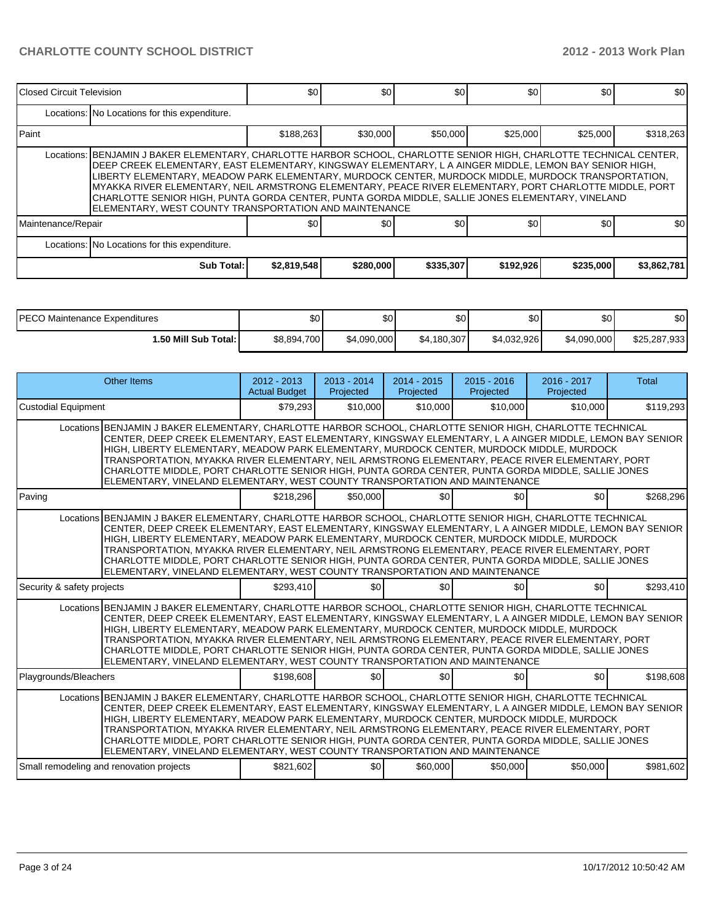| Closed Circuit Television | | $0 | $0 | $0 | $0 | $0 | $0 |
|---|---|---|---|---|---|---|---|
| | Locations: No Locations for this expenditure. | | | | | | |
| Paint | | $188,263 | $30,000 | $50,000 | $25,000 | $25,000 | $318,263 |
| | Locations: BENJAMIN J BAKER ELEMENTARY, CHARLOTTE HARBOR SCHOOL, CHARLOTTE SENIOR HIGH, CHARLOTTE TECHNICAL CENTER, DEEP CREEK ELEMENTARY, EAST ELEMENTARY, KINGSWAY ELEMENTARY, L A AINGER MIDDLE, LEMON BAY SENIOR HIGH, LIBERTY ELEMENTARY, MEADOW PARK ELEMENTARY, MURDOCK CENTER, MURDOCK MIDDLE, MURDOCK TRANSPORTATION, MYAKKA RIVER ELEMENTARY, NEIL ARMSTRONG ELEMENTARY, PEACE RIVER ELEMENTARY, PORT CHARLOTTE MIDDLE, PORT CHARLOTTE SENIOR HIGH, PUNTA GORDA CENTER, PUNTA GORDA MIDDLE, SALLIE JONES ELEMENTARY, VINELAND ELEMENTARY, WEST COUNTY TRANSPORTATION AND MAINTENANCE | | | | | | |
| Maintenance/Repair | | $0 | $0 | $0 | $0 | $0 | $0 |
| | Locations: No Locations for this expenditure. | | | | | | |
| | **Sub Total:** | **$2,819,548** | **$280,000** | **$335,307** | **$192,926** | **$235,000** | **$3,862,781** |

| PECO Maintenance Expenditures | $0 | $0 | $0 | $0 | $0 | $0 |
|---|---|---|---|---|---|---|
| **1.50 Mill Sub Total:** | $8,894,700 | $4,090,000 | $4,180,307 | $4,032,926 | $4,090,000 | $25,287,933 |

| Other Items | | 2012 - 2013 Actual Budget | 2013 - 2014 Projected | 2014 - 2015 Projected | 2015 - 2016 Projected | 2016 - 2017 Projected | Total |
|---|---|---|---|---|---|---|---|
| Custodial Equipment | | $79,293 | $10,000 | $10,000 | $10,000 | $10,000 | $119,293 |
| | Locations BENJAMIN J BAKER ELEMENTARY, CHARLOTTE HARBOR SCHOOL, CHARLOTTE SENIOR HIGH, CHARLOTTE TECHNICAL CENTER, DEEP CREEK ELEMENTARY, EAST ELEMENTARY, KINGSWAY ELEMENTARY, L A AINGER MIDDLE, LEMON BAY SENIOR HIGH, LIBERTY ELEMENTARY, MEADOW PARK ELEMENTARY, MURDOCK CENTER, MURDOCK MIDDLE, MURDOCK TRANSPORTATION, MYAKKA RIVER ELEMENTARY, NEIL ARMSTRONG ELEMENTARY, PEACE RIVER ELEMENTARY, PORT CHARLOTTE MIDDLE, PORT CHARLOTTE SENIOR HIGH, PUNTA GORDA CENTER, PUNTA GORDA MIDDLE, SALLIE JONES ELEMENTARY, VINELAND ELEMENTARY, WEST COUNTY TRANSPORTATION AND MAINTENANCE | | | | | | |
| Paving | | $218,296 | $50,000 | $0 | $0 | $0 | $268,296 |
| | Locations BENJAMIN J BAKER ELEMENTARY, CHARLOTTE HARBOR SCHOOL, CHARLOTTE SENIOR HIGH, CHARLOTTE TECHNICAL CENTER, DEEP CREEK ELEMENTARY, EAST ELEMENTARY, KINGSWAY ELEMENTARY, L A AINGER MIDDLE, LEMON BAY SENIOR HIGH, LIBERTY ELEMENTARY, MEADOW PARK ELEMENTARY, MURDOCK CENTER, MURDOCK MIDDLE, MURDOCK TRANSPORTATION, MYAKKA RIVER ELEMENTARY, NEIL ARMSTRONG ELEMENTARY, PEACE RIVER ELEMENTARY, PORT CHARLOTTE MIDDLE, PORT CHARLOTTE SENIOR HIGH, PUNTA GORDA CENTER, PUNTA GORDA MIDDLE, SALLIE JONES ELEMENTARY, VINELAND ELEMENTARY, WEST COUNTY TRANSPORTATION AND MAINTENANCE | | | | | | |
| Security & safety projects | | $293,410 | $0 | $0 | $0 | $0 | $293,410 |
| | Locations BENJAMIN J BAKER ELEMENTARY, CHARLOTTE HARBOR SCHOOL, CHARLOTTE SENIOR HIGH, CHARLOTTE TECHNICAL CENTER, DEEP CREEK ELEMENTARY, EAST ELEMENTARY, KINGSWAY ELEMENTARY, L A AINGER MIDDLE, LEMON BAY SENIOR HIGH, LIBERTY ELEMENTARY, MEADOW PARK ELEMENTARY, MURDOCK CENTER, MURDOCK MIDDLE, MURDOCK TRANSPORTATION, MYAKKA RIVER ELEMENTARY, NEIL ARMSTRONG ELEMENTARY, PEACE RIVER ELEMENTARY, PORT CHARLOTTE MIDDLE, PORT CHARLOTTE SENIOR HIGH, PUNTA GORDA CENTER, PUNTA GORDA MIDDLE, SALLIE JONES ELEMENTARY, VINELAND ELEMENTARY, WEST COUNTY TRANSPORTATION AND MAINTENANCE | | | | | | |
| Playgrounds/Bleachers | | $198,608 | $0 | $0 | $0 | $0 | $198,608 |
| | Locations BENJAMIN J BAKER ELEMENTARY, CHARLOTTE HARBOR SCHOOL, CHARLOTTE SENIOR HIGH, CHARLOTTE TECHNICAL CENTER, DEEP CREEK ELEMENTARY, EAST ELEMENTARY, KINGSWAY ELEMENTARY, L A AINGER MIDDLE, LEMON BAY SENIOR HIGH, LIBERTY ELEMENTARY, MEADOW PARK ELEMENTARY, MURDOCK CENTER, MURDOCK MIDDLE, MURDOCK TRANSPORTATION, MYAKKA RIVER ELEMENTARY, NEIL ARMSTRONG ELEMENTARY, PEACE RIVER ELEMENTARY, PORT CHARLOTTE MIDDLE, PORT CHARLOTTE SENIOR HIGH, PUNTA GORDA CENTER, PUNTA GORDA MIDDLE, SALLIE JONES ELEMENTARY, VINELAND ELEMENTARY, WEST COUNTY TRANSPORTATION AND MAINTENANCE | | | | | | |
| Small remodeling and renovation projects | | $821,602 | $0 | $60,000 | $50,000 | $50,000 | $981,602 |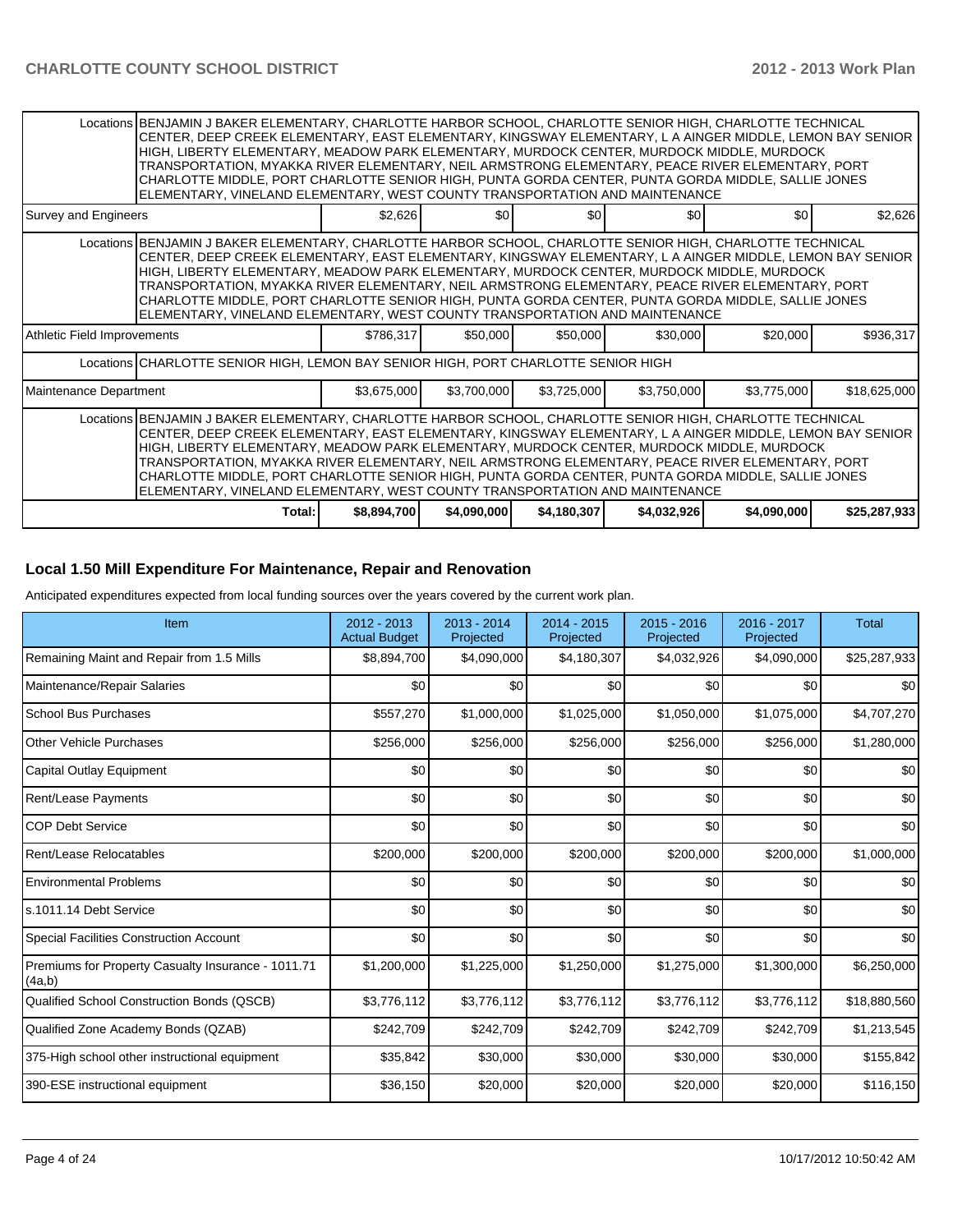| | | | | | | |
|---|---|---|---|---|---|---|
| Locations | BENJAMIN J BAKER ELEMENTARY, CHARLOTTE HARBOR SCHOOL, CHARLOTTE SENIOR HIGH, CHARLOTTE TECHNICAL CENTER, DEEP CREEK ELEMENTARY, EAST ELEMENTARY, KINGSWAY ELEMENTARY, L A AINGER MIDDLE, LEMON BAY SENIOR HIGH, LIBERTY ELEMENTARY, MEADOW PARK ELEMENTARY, MURDOCK CENTER, MURDOCK MIDDLE, MURDOCK TRANSPORTATION, MYAKKA RIVER ELEMENTARY, NEIL ARMSTRONG ELEMENTARY, PEACE RIVER ELEMENTARY, PORT CHARLOTTE MIDDLE, PORT CHARLOTTE SENIOR HIGH, PUNTA GORDA CENTER, PUNTA GORDA MIDDLE, SALLIE JONES ELEMENTARY, VINELAND ELEMENTARY, WEST COUNTY TRANSPORTATION AND MAINTENANCE | | | | | |
| Survey and Engineers | | $2,626 | $0 | $0 | $0 | $0 | $2,626 |
| Locations | BENJAMIN J BAKER ELEMENTARY, CHARLOTTE HARBOR SCHOOL, CHARLOTTE SENIOR HIGH, CHARLOTTE TECHNICAL CENTER, DEEP CREEK ELEMENTARY, EAST ELEMENTARY, KINGSWAY ELEMENTARY, L A AINGER MIDDLE, LEMON BAY SENIOR HIGH, LIBERTY ELEMENTARY, MEADOW PARK ELEMENTARY, MURDOCK CENTER, MURDOCK MIDDLE, MURDOCK TRANSPORTATION, MYAKKA RIVER ELEMENTARY, NEIL ARMSTRONG ELEMENTARY, PEACE RIVER ELEMENTARY, PORT CHARLOTTE MIDDLE, PORT CHARLOTTE SENIOR HIGH, PUNTA GORDA CENTER, PUNTA GORDA MIDDLE, SALLIE JONES ELEMENTARY, VINELAND ELEMENTARY, WEST COUNTY TRANSPORTATION AND MAINTENANCE | | | | | |
| Athletic Field Improvements | | $786,317 | $50,000 | $50,000 | $30,000 | $20,000 | $936,317 |
| Locations | CHARLOTTE SENIOR HIGH, LEMON BAY SENIOR HIGH, PORT CHARLOTTE SENIOR HIGH | | | | | |
| Maintenance Department | | $3,675,000 | $3,700,000 | $3,725,000 | $3,750,000 | $3,775,000 | $18,625,000 |
| Locations | BENJAMIN J BAKER ELEMENTARY, CHARLOTTE HARBOR SCHOOL, CHARLOTTE SENIOR HIGH, CHARLOTTE TECHNICAL CENTER, DEEP CREEK ELEMENTARY, EAST ELEMENTARY, KINGSWAY ELEMENTARY, L A AINGER MIDDLE, LEMON BAY SENIOR HIGH, LIBERTY ELEMENTARY, MEADOW PARK ELEMENTARY, MURDOCK CENTER, MURDOCK MIDDLE, MURDOCK TRANSPORTATION, MYAKKA RIVER ELEMENTARY, NEIL ARMSTRONG ELEMENTARY, PEACE RIVER ELEMENTARY, PORT CHARLOTTE MIDDLE, PORT CHARLOTTE SENIOR HIGH, PUNTA GORDA CENTER, PUNTA GORDA MIDDLE, SALLIE JONES ELEMENTARY, VINELAND ELEMENTARY, WEST COUNTY TRANSPORTATION AND MAINTENANCE | | | | | |
| | Total: | $8,894,700 | $4,090,000 | $4,180,307 | $4,032,926 | $4,090,000 | $25,287,933 |

## Local 1.50 Mill Expenditure For Maintenance, Repair and Renovation

Anticipated expenditures expected from local funding sources over the years covered by the current work plan.

| Item | 2012 - 2013 Actual Budget | 2013 - 2014 Projected | 2014 - 2015 Projected | 2015 - 2016 Projected | 2016 - 2017 Projected | Total |
|---|---|---|---|---|---|---|
| Remaining Maint and Repair from 1.5 Mills | $8,894,700 | $4,090,000 | $4,180,307 | $4,032,926 | $4,090,000 | $25,287,933 |
| Maintenance/Repair Salaries | $0 | $0 | $0 | $0 | $0 | $0 |
| School Bus Purchases | $557,270 | $1,000,000 | $1,025,000 | $1,050,000 | $1,075,000 | $4,707,270 |
| Other Vehicle Purchases | $256,000 | $256,000 | $256,000 | $256,000 | $256,000 | $1,280,000 |
| Capital Outlay Equipment | $0 | $0 | $0 | $0 | $0 | $0 |
| Rent/Lease Payments | $0 | $0 | $0 | $0 | $0 | $0 |
| COP Debt Service | $0 | $0 | $0 | $0 | $0 | $0 |
| Rent/Lease Relocatables | $200,000 | $200,000 | $200,000 | $200,000 | $200,000 | $1,000,000 |
| Environmental Problems | $0 | $0 | $0 | $0 | $0 | $0 |
| s.1011.14 Debt Service | $0 | $0 | $0 | $0 | $0 | $0 |
| Special Facilities Construction Account | $0 | $0 | $0 | $0 | $0 | $0 |
| Premiums for Property Casualty Insurance - 1011.71 (4a,b) | $1,200,000 | $1,225,000 | $1,250,000 | $1,275,000 | $1,300,000 | $6,250,000 |
| Qualified School Construction Bonds (QSCB) | $3,776,112 | $3,776,112 | $3,776,112 | $3,776,112 | $3,776,112 | $18,880,560 |
| Qualified Zone Academy Bonds (QZAB) | $242,709 | $242,709 | $242,709 | $242,709 | $242,709 | $1,213,545 |
| 375-High school other instructional equipment | $35,842 | $30,000 | $30,000 | $30,000 | $30,000 | $155,842 |
| 390-ESE instructional equipment | $36,150 | $20,000 | $20,000 | $20,000 | $20,000 | $116,150 |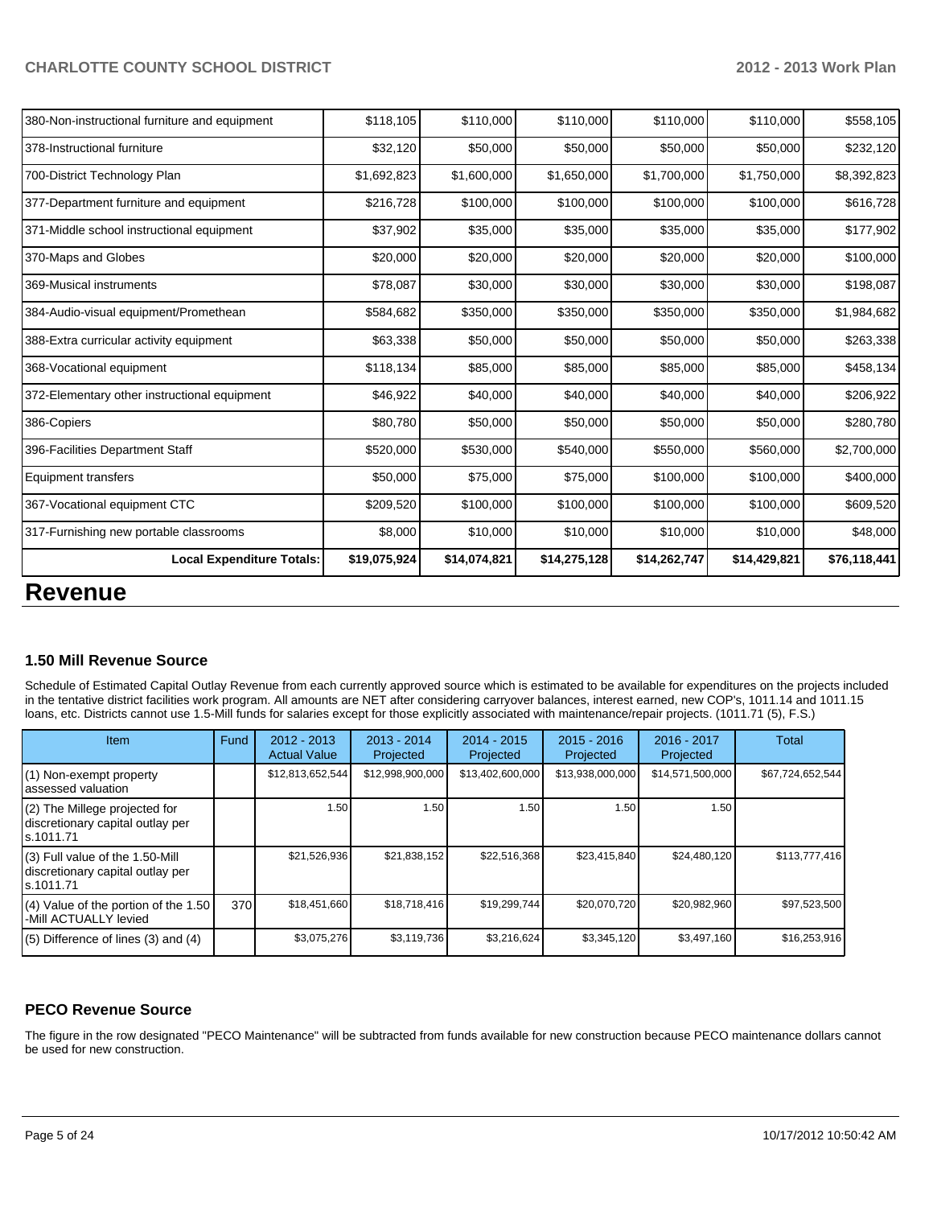| | | | | | | |
|---|---|---|---|---|---|---|
| 380-Non-instructional furniture and equipment | $118,105 | $110,000 | $110,000 | $110,000 | $110,000 | $558,105 |
| 378-Instructional furniture | $32,120 | $50,000 | $50,000 | $50,000 | $50,000 | $232,120 |
| 700-District Technology Plan | $1,692,823 | $1,600,000 | $1,650,000 | $1,700,000 | $1,750,000 | $8,392,823 |
| 377-Department furniture and equipment | $216,728 | $100,000 | $100,000 | $100,000 | $100,000 | $616,728 |
| 371-Middle school instructional equipment | $37,902 | $35,000 | $35,000 | $35,000 | $35,000 | $177,902 |
| 370-Maps and Globes | $20,000 | $20,000 | $20,000 | $20,000 | $20,000 | $100,000 |
| 369-Musical instruments | $78,087 | $30,000 | $30,000 | $30,000 | $30,000 | $198,087 |
| 384-Audio-visual equipment/Promethean | $584,682 | $350,000 | $350,000 | $350,000 | $350,000 | $1,984,682 |
| 388-Extra curricular activity equipment | $63,338 | $50,000 | $50,000 | $50,000 | $50,000 | $263,338 |
| 368-Vocational equipment | $118,134 | $85,000 | $85,000 | $85,000 | $85,000 | $458,134 |
| 372-Elementary other instructional equipment | $46,922 | $40,000 | $40,000 | $40,000 | $40,000 | $206,922 |
| 386-Copiers | $80,780 | $50,000 | $50,000 | $50,000 | $50,000 | $280,780 |
| 396-Facilities Department Staff | $520,000 | $530,000 | $540,000 | $550,000 | $560,000 | $2,700,000 |
| Equipment transfers | $50,000 | $75,000 | $75,000 | $100,000 | $100,000 | $400,000 |
| 367-Vocational equipment CTC | $209,520 | $100,000 | $100,000 | $100,000 | $100,000 | $609,520 |
| 317-Furnishing new portable classrooms | $8,000 | $10,000 | $10,000 | $10,000 | $10,000 | $48,000 |
| **Local Expenditure Totals:** | **$19,075,924** | **$14,074,821** | **$14,275,128** | **$14,262,747** | **$14,429,821** | **$76,118,441** |

# Revenue

### 1.50 Mill Revenue Source

Schedule of Estimated Capital Outlay Revenue from each currently approved source which is estimated to be available for expenditures on the projects included in the tentative district facilities work program. All amounts are NET after considering carryover balances, interest earned, new COP's, 1011.14 and 1011.15 loans, etc. Districts cannot use 1.5-Mill funds for salaries except for those explicitly associated with maintenance/repair projects. (1011.71 (5), F.S.)

| Item | Fund | 2012 - 2013 Actual Value | 2013 - 2014 Projected | 2014 - 2015 Projected | 2015 - 2016 Projected | 2016 - 2017 Projected | Total |
|---|---|---|---|---|---|---|---|
| (1) Non-exempt property assessed valuation | | $12,813,652,544 | $12,998,900,000 | $13,402,600,000 | $13,938,000,000 | $14,571,500,000 | $67,724,652,544 |
| (2) The Millege projected for discretionary capital outlay per s.1011.71 | | 1.50 | 1.50 | 1.50 | 1.50 | 1.50 | |
| (3) Full value of the 1.50-Mill discretionary capital outlay per s.1011.71 | | $21,526,936 | $21,838,152 | $22,516,368 | $23,415,840 | $24,480,120 | $113,777,416 |
| (4) Value of the portion of the 1.50 -Mill ACTUALLY levied | 370 | $18,451,660 | $18,718,416 | $19,299,744 | $20,070,720 | $20,982,960 | $97,523,500 |
| (5) Difference of lines (3) and (4) | | $3,075,276 | $3,119,736 | $3,216,624 | $3,345,120 | $3,497,160 | $16,253,916 |

### PECO Revenue Source

The figure in the row designated "PECO Maintenance" will be subtracted from funds available for new construction because PECO maintenance dollars cannot be used for new construction.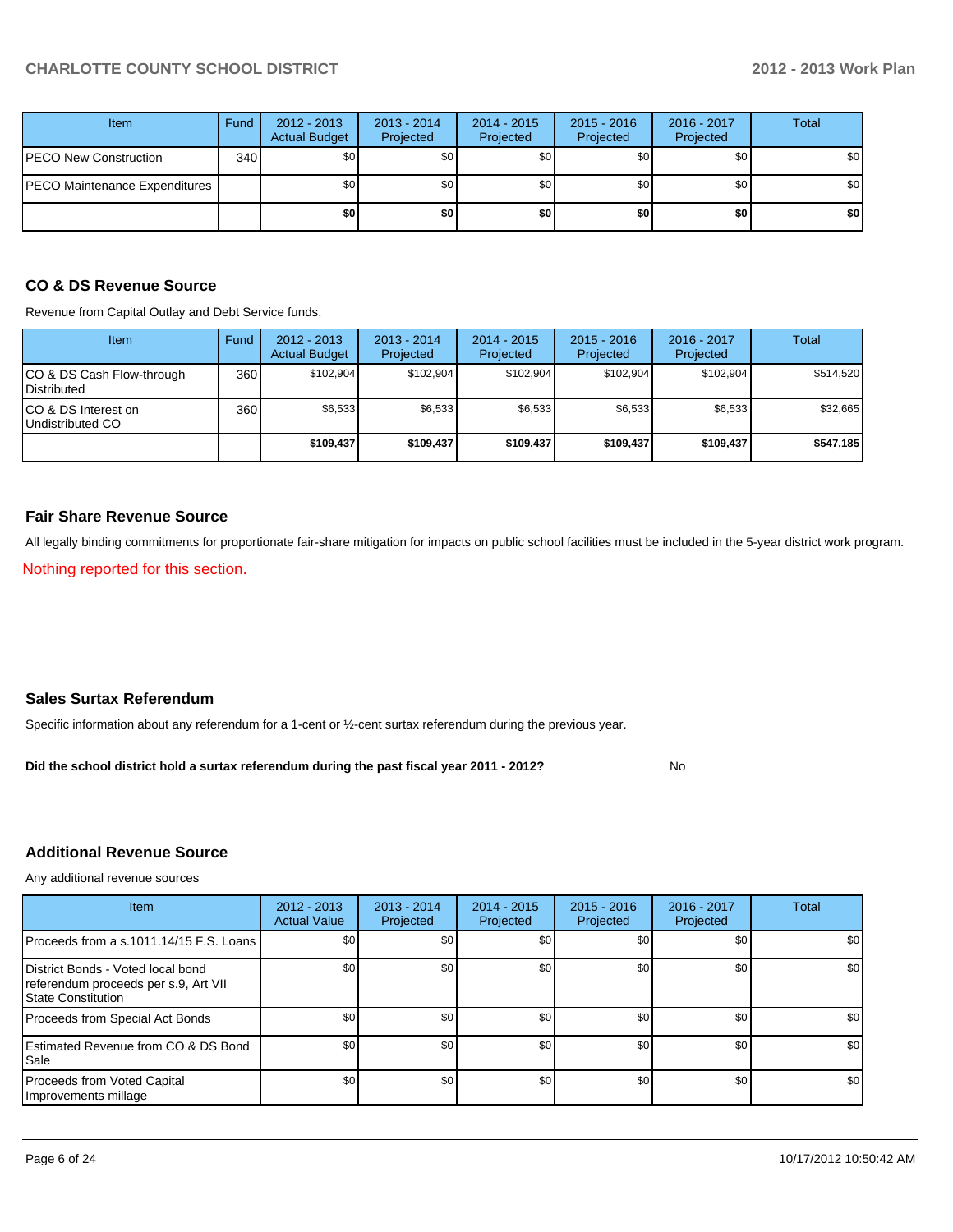| Item | Fund | 2012 - 2013 Actual Budget | 2013 - 2014 Projected | 2014 - 2015 Projected | 2015 - 2016 Projected | 2016 - 2017 Projected | Total |
|---|---|---|---|---|---|---|---|
| PECO New Construction | 340 | $0 | $0 | $0 | $0 | $0 | $0 |
| PECO Maintenance Expenditures | | $0 | $0 | $0 | $0 | $0 | $0 |
| | | **$0** | **$0** | **$0** | **$0** | **$0** | **$0** |

## CO & DS Revenue Source

Revenue from Capital Outlay and Debt Service funds.

| Item | Fund | 2012 - 2013 Actual Budget | 2013 - 2014 Projected | 2014 - 2015 Projected | 2015 - 2016 Projected | 2016 - 2017 Projected | Total |
|---|---|---|---|---|---|---|---|
| CO & DS Cash Flow-through Distributed | 360 | $102,904 | $102,904 | $102,904 | $102,904 | $102,904 | $514,520 |
| CO & DS Interest on Undistributed CO | 360 | $6,533 | $6,533 | $6,533 | $6,533 | $6,533 | $32,665 |
| | | **$109,437** | **$109,437** | **$109,437** | **$109,437** | **$109,437** | **$547,185** |

## Fair Share Revenue Source

All legally binding commitments for proportionate fair-share mitigation for impacts on public school facilities must be included in the 5-year district work program.

Nothing reported for this section.

## Sales Surtax Referendum

Specific information about any referendum for a 1-cent or ½-cent surtax referendum during the previous year.

**Did the school district hold a surtax referendum during the past fiscal year 2011 - 2012?** No

## Additional Revenue Source

Any additional revenue sources

| Item | 2012 - 2013 Actual Value | 2013 - 2014 Projected | 2014 - 2015 Projected | 2015 - 2016 Projected | 2016 - 2017 Projected | Total |
|---|---|---|---|---|---|---|
| Proceeds from a s.1011.14/15 F.S. Loans | $0 | $0 | $0 | $0 | $0 | $0 |
| District Bonds - Voted local bond referendum proceeds per s.9, Art VII State Constitution | $0 | $0 | $0 | $0 | $0 | $0 |
| Proceeds from Special Act Bonds | $0 | $0 | $0 | $0 | $0 | $0 |
| Estimated Revenue from CO & DS Bond Sale | $0 | $0 | $0 | $0 | $0 | $0 |
| Proceeds from Voted Capital Improvements millage | $0 | $0 | $0 | $0 | $0 | $0 |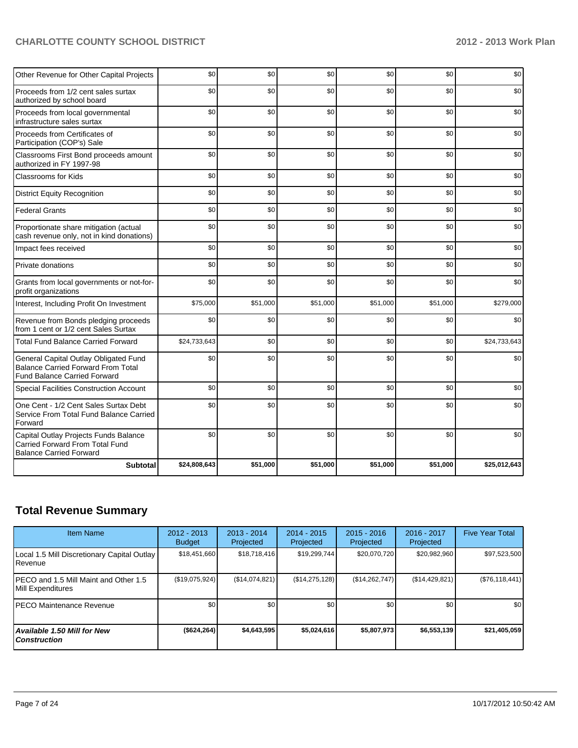| | | | | | | |
|---|---|---|---|---|---|---|
| Other Revenue for Other Capital Projects | $0 | $0 | $0 | $0 | $0 | $0 |
| Proceeds from 1/2 cent sales surtax authorized by school board | $0 | $0 | $0 | $0 | $0 | $0 |
| Proceeds from local governmental infrastructure sales surtax | $0 | $0 | $0 | $0 | $0 | $0 |
| Proceeds from Certificates of Participation (COP's) Sale | $0 | $0 | $0 | $0 | $0 | $0 |
| Classrooms First Bond proceeds amount authorized in FY 1997-98 | $0 | $0 | $0 | $0 | $0 | $0 |
| Classrooms for Kids | $0 | $0 | $0 | $0 | $0 | $0 |
| District Equity Recognition | $0 | $0 | $0 | $0 | $0 | $0 |
| Federal Grants | $0 | $0 | $0 | $0 | $0 | $0 |
| Proportionate share mitigation (actual cash revenue only, not in kind donations) | $0 | $0 | $0 | $0 | $0 | $0 |
| Impact fees received | $0 | $0 | $0 | $0 | $0 | $0 |
| Private donations | $0 | $0 | $0 | $0 | $0 | $0 |
| Grants from local governments or not-for-profit organizations | $0 | $0 | $0 | $0 | $0 | $0 |
| Interest, Including Profit On Investment | $75,000 | $51,000 | $51,000 | $51,000 | $51,000 | $279,000 |
| Revenue from Bonds pledging proceeds from 1 cent or 1/2 cent Sales Surtax | $0 | $0 | $0 | $0 | $0 | $0 |
| Total Fund Balance Carried Forward | $24,733,643 | $0 | $0 | $0 | $0 | $24,733,643 |
| General Capital Outlay Obligated Fund Balance Carried Forward From Total Fund Balance Carried Forward | $0 | $0 | $0 | $0 | $0 | $0 |
| Special Facilities Construction Account | $0 | $0 | $0 | $0 | $0 | $0 |
| One Cent - 1/2 Cent Sales Surtax Debt Service From Total Fund Balance Carried Forward | $0 | $0 | $0 | $0 | $0 | $0 |
| Capital Outlay Projects Funds Balance Carried Forward From Total Fund Balance Carried Forward | $0 | $0 | $0 | $0 | $0 | $0 |
| **Subtotal** | **$24,808,643** | **$51,000** | **$51,000** | **$51,000** | **$51,000** | **$25,012,643** |

## Total Revenue Summary

| Item Name | 2012 - 2013 Budget | 2013 - 2014 Projected | 2014 - 2015 Projected | 2015 - 2016 Projected | 2016 - 2017 Projected | Five Year Total |
|---|---|---|---|---|---|---|
| Local 1.5 Mill Discretionary Capital Outlay Revenue | $18,451,660 | $18,718,416 | $19,299,744 | $20,070,720 | $20,982,960 | $97,523,500 |
| PECO and 1.5 Mill Maint and Other 1.5 Mill Expenditures | ($19,075,924) | ($14,074,821) | ($14,275,128) | ($14,262,747) | ($14,429,821) | ($76,118,441) |
| PECO Maintenance Revenue | $0 | $0 | $0 | $0 | $0 | $0 |
| ***Available 1.50 Mill for New Construction*** | **($624,264)** | **$4,643,595** | **$5,024,616** | **$5,807,973** | **$6,553,139** | **$21,405,059** |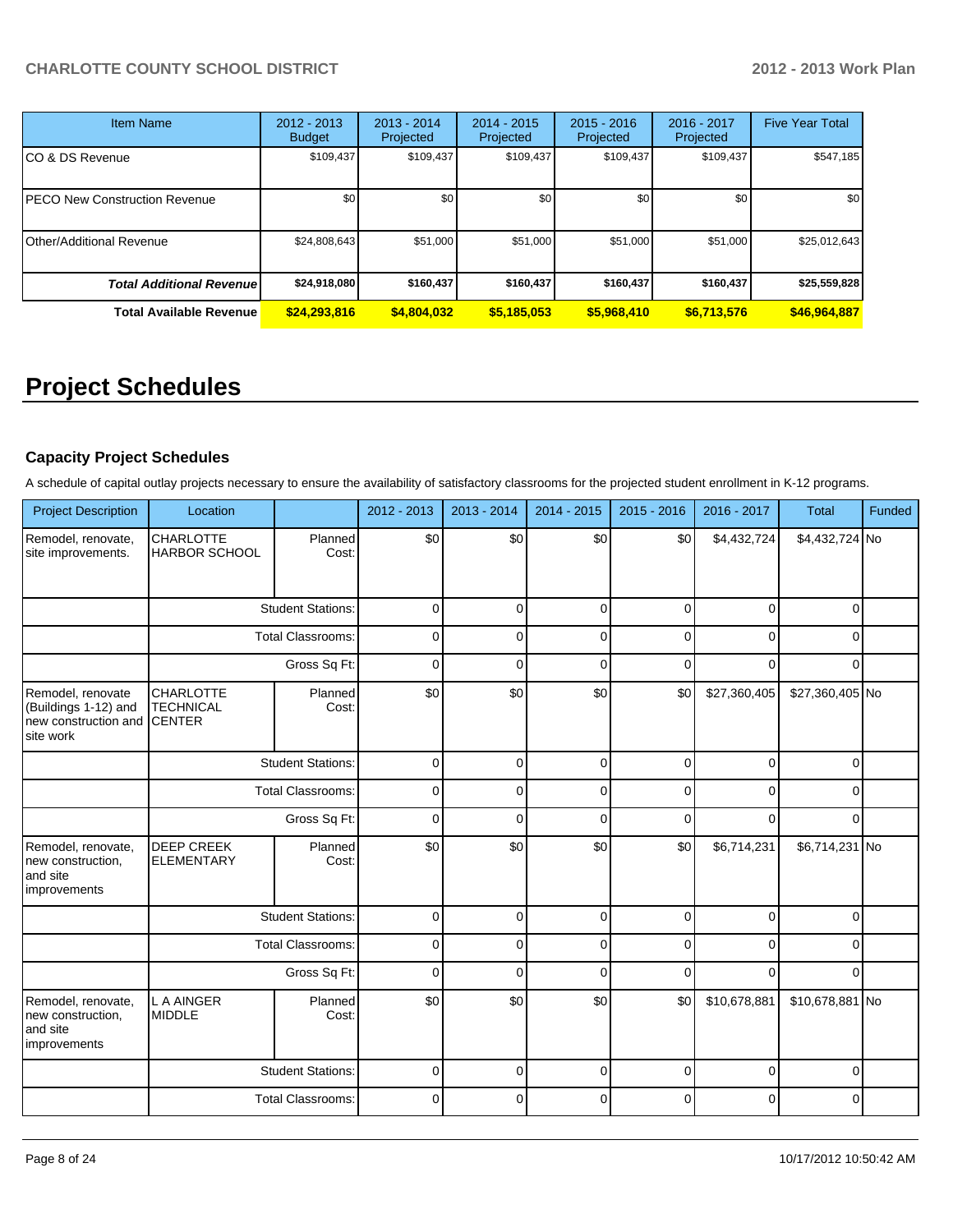| Item Name | 2012 - 2013 Budget | 2013 - 2014 Projected | 2014 - 2015 Projected | 2015 - 2016 Projected | 2016 - 2017 Projected | Five Year Total |
|---|---|---|---|---|---|---|
| CO & DS Revenue | $109,437 | $109,437 | $109,437 | $109,437 | $109,437 | $547,185 |
| PECO New Construction Revenue | $0 | $0 | $0 | $0 | $0 | $0 |
| Other/Additional Revenue | $24,808,643 | $51,000 | $51,000 | $51,000 | $51,000 | $25,012,643 |
| ***Total Additional Revenue*** | **$24,918,080** | **$160,437** | **$160,437** | **$160,437** | **$160,437** | **$25,559,828** |
| **Total Available Revenue** | **$24,293,816** | **$4,804,032** | **$5,185,053** | **$5,968,410** | **$6,713,576** | **$46,964,887** |

# Project Schedules

### Capacity Project Schedules

A schedule of capital outlay projects necessary to ensure the availability of satisfactory classrooms for the projected student enrollment in K-12 programs.

| Project Description | Location | | 2012 - 2013 | 2013 - 2014 | 2014 - 2015 | 2015 - 2016 | 2016 - 2017 | Total | Funded |
|---|---|---|---|---|---|---|---|---|---|
| Remodel, renovate, site improvements. | CHARLOTTE HARBOR SCHOOL | Planned Cost: | $0 | $0 | $0 | $0 | $4,432,724 | $4,432,724 | No |
| | | Student Stations: | 0 | 0 | 0 | 0 | 0 | 0 | |
| | | Total Classrooms: | 0 | 0 | 0 | 0 | 0 | 0 | |
| | | Gross Sq Ft: | 0 | 0 | 0 | 0 | 0 | 0 | |
| Remodel, renovate (Buildings 1-12) and new construction and site work | CHARLOTTE TECHNICAL CENTER | Planned Cost: | $0 | $0 | $0 | $0 | $27,360,405 | $27,360,405 | No |
| | | Student Stations: | 0 | 0 | 0 | 0 | 0 | 0 | |
| | | Total Classrooms: | 0 | 0 | 0 | 0 | 0 | 0 | |
| | | Gross Sq Ft: | 0 | 0 | 0 | 0 | 0 | 0 | |
| Remodel, renovate, new construction, and site improvements | DEEP CREEK ELEMENTARY | Planned Cost: | $0 | $0 | $0 | $0 | $6,714,231 | $6,714,231 | No |
| | | Student Stations: | 0 | 0 | 0 | 0 | 0 | 0 | |
| | | Total Classrooms: | 0 | 0 | 0 | 0 | 0 | 0 | |
| | | Gross Sq Ft: | 0 | 0 | 0 | 0 | 0 | 0 | |
| Remodel, renovate, new construction, and site improvements | L A AINGER MIDDLE | Planned Cost: | $0 | $0 | $0 | $0 | $10,678,881 | $10,678,881 | No |
| | | Student Stations: | 0 | 0 | 0 | 0 | 0 | 0 | |
| | | Total Classrooms: | 0 | 0 | 0 | 0 | 0 | 0 | |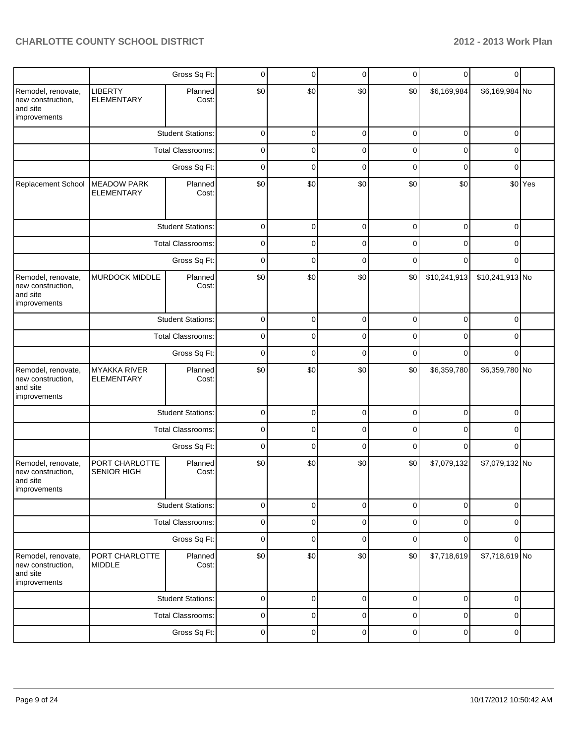| | | Gross Sq Ft: | 0 | 0 | 0 | 0 | 0 | 0 | |
|---|---|---|---|---|---|---|---|---|---|
| Remodel, renovate, new construction, and site improvements | LIBERTY ELEMENTARY | Planned Cost: | $0 | $0 | $0 | $0 | $6,169,984 | $6,169,984 | No |
| | | Student Stations: | 0 | 0 | 0 | 0 | 0 | 0 | |
| | | Total Classrooms: | 0 | 0 | 0 | 0 | 0 | 0 | |
| | | Gross Sq Ft: | 0 | 0 | 0 | 0 | 0 | 0 | |
| Replacement School | MEADOW PARK ELEMENTARY | Planned Cost: | $0 | $0 | $0 | $0 | $0 | $0 | Yes |
| | | Student Stations: | 0 | 0 | 0 | 0 | 0 | 0 | |
| | | Total Classrooms: | 0 | 0 | 0 | 0 | 0 | 0 | |
| | | Gross Sq Ft: | 0 | 0 | 0 | 0 | 0 | 0 | |
| Remodel, renovate, new construction, and site improvements | MURDOCK MIDDLE | Planned Cost: | $0 | $0 | $0 | $0 | $10,241,913 | $10,241,913 | No |
| | | Student Stations: | 0 | 0 | 0 | 0 | 0 | 0 | |
| | | Total Classrooms: | 0 | 0 | 0 | 0 | 0 | 0 | |
| | | Gross Sq Ft: | 0 | 0 | 0 | 0 | 0 | 0 | |
| Remodel, renovate, new construction, and site improvements | MYAKKA RIVER ELEMENTARY | Planned Cost: | $0 | $0 | $0 | $0 | $6,359,780 | $6,359,780 | No |
| | | Student Stations: | 0 | 0 | 0 | 0 | 0 | 0 | |
| | | Total Classrooms: | 0 | 0 | 0 | 0 | 0 | 0 | |
| | | Gross Sq Ft: | 0 | 0 | 0 | 0 | 0 | 0 | |
| Remodel, renovate, new construction, and site improvements | PORT CHARLOTTE SENIOR HIGH | Planned Cost: | $0 | $0 | $0 | $0 | $7,079,132 | $7,079,132 | No |
| | | Student Stations: | 0 | 0 | 0 | 0 | 0 | 0 | |
| | | Total Classrooms: | 0 | 0 | 0 | 0 | 0 | 0 | |
| | | Gross Sq Ft: | 0 | 0 | 0 | 0 | 0 | 0 | |
| Remodel, renovate, new construction, and site improvements | PORT CHARLOTTE MIDDLE | Planned Cost: | $0 | $0 | $0 | $0 | $7,718,619 | $7,718,619 | No |
| | | Student Stations: | 0 | 0 | 0 | 0 | 0 | 0 | |
| | | Total Classrooms: | 0 | 0 | 0 | 0 | 0 | 0 | |
| | | Gross Sq Ft: | 0 | 0 | 0 | 0 | 0 | 0 | |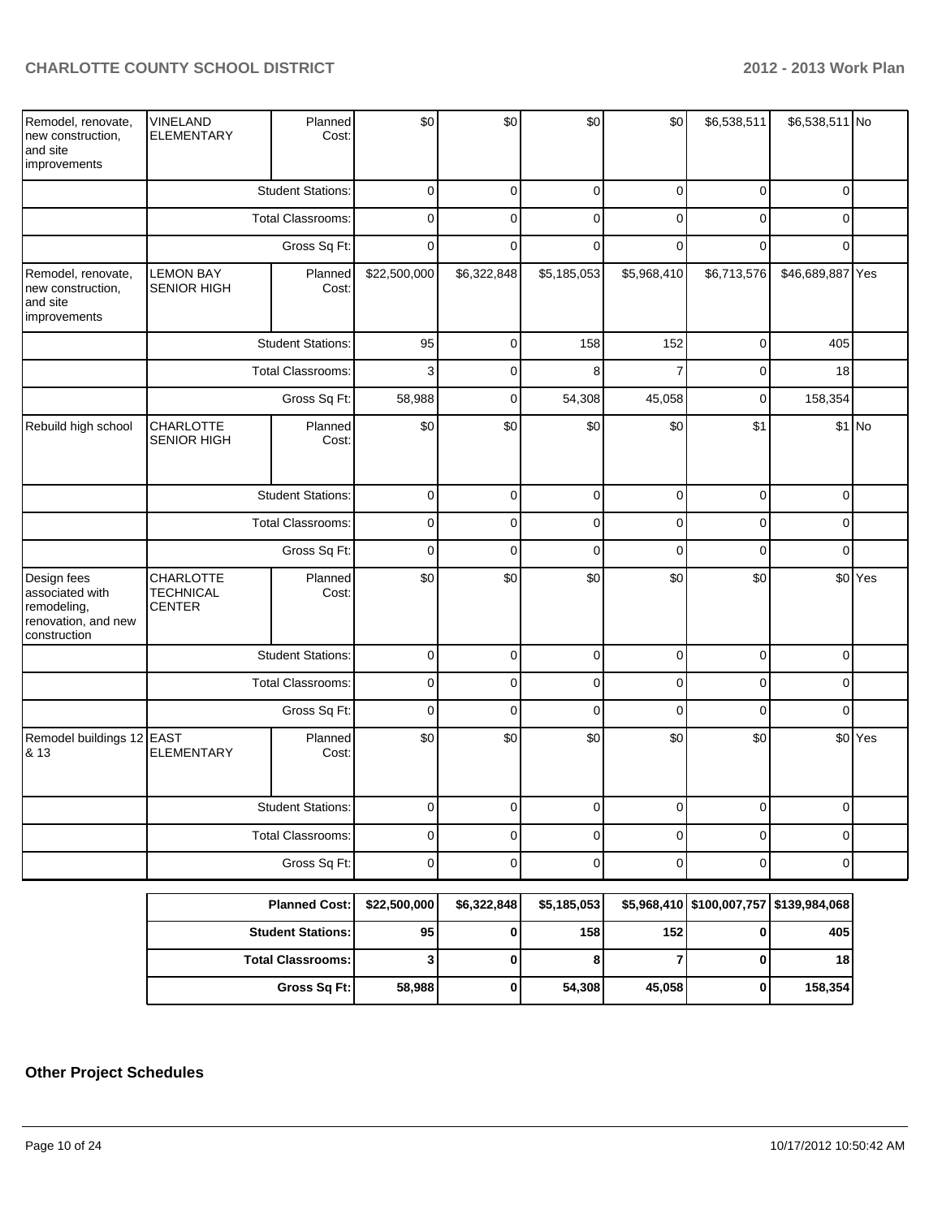| | | | | | | | | | |
|---|---|---|---|---|---|---|---|---|---|
| Remodel, renovate, new construction, and site improvements | VINELAND ELEMENTARY | Planned Cost: | $0 | $0 | $0 | $0 | $6,538,511 | $6,538,511 | No |
| | Student Stations: | | 0 | 0 | 0 | 0 | 0 | 0 | |
| | Total Classrooms: | | 0 | 0 | 0 | 0 | 0 | 0 | |
| | Gross Sq Ft: | | 0 | 0 | 0 | 0 | 0 | 0 | |
| Remodel, renovate, new construction, and site improvements | LEMON BAY SENIOR HIGH | Planned Cost: | $22,500,000 | $6,322,848 | $5,185,053 | $5,968,410 | $6,713,576 | $46,689,887 | Yes |
| | Student Stations: | | 95 | 0 | 158 | 152 | 0 | 405 | |
| | Total Classrooms: | | 3 | 0 | 8 | 7 | 0 | 18 | |
| | Gross Sq Ft: | | 58,988 | 0 | 54,308 | 45,058 | 0 | 158,354 | |
| Rebuild high school | CHARLOTTE SENIOR HIGH | Planned Cost: | $0 | $0 | $0 | $0 | $1 | $1 | No |
| | Student Stations: | | 0 | 0 | 0 | 0 | 0 | 0 | |
| | Total Classrooms: | | 0 | 0 | 0 | 0 | 0 | 0 | |
| | Gross Sq Ft: | | 0 | 0 | 0 | 0 | 0 | 0 | |
| Design fees associated with remodeling, renovation, and new construction | CHARLOTTE TECHNICAL CENTER | Planned Cost: | $0 | $0 | $0 | $0 | $0 | $0 | Yes |
| | Student Stations: | | 0 | 0 | 0 | 0 | 0 | 0 | |
| | Total Classrooms: | | 0 | 0 | 0 | 0 | 0 | 0 | |
| | Gross Sq Ft: | | 0 | 0 | 0 | 0 | 0 | 0 | |
| Remodel buildings 12 & 13 | EAST ELEMENTARY | Planned Cost: | $0 | $0 | $0 | $0 | $0 | $0 | Yes |
| | Student Stations: | | 0 | 0 | 0 | 0 | 0 | 0 | |
| | Total Classrooms: | | 0 | 0 | 0 | 0 | 0 | 0 | |
| | Gross Sq Ft: | | 0 | 0 | 0 | 0 | 0 | 0 | |

| | | | | | | |
|---|---|---|---|---|---|---|
| **Planned Cost:** | **$22,500,000** | **$6,322,848** | **$5,185,053** | **$5,968,410** | **$100,007,757** | **$139,984,068** |
| **Student Stations:** | **95** | **0** | **158** | **152** | **0** | **405** |
| **Total Classrooms:** | **3** | **0** | **8** | **7** | **0** | **18** |
| **Gross Sq Ft:** | **58,988** | **0** | **54,308** | **45,058** | **0** | **158,354** |

## Other Project Schedules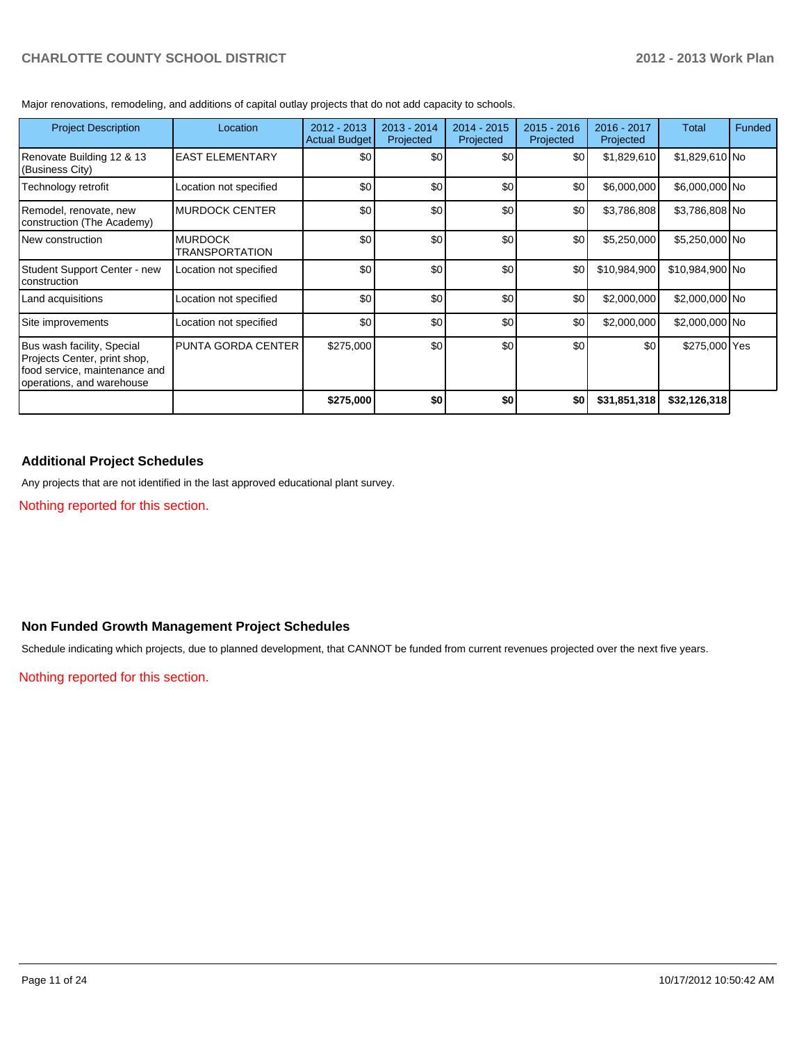Major renovations, remodeling, and additions of capital outlay projects that do not add capacity to schools.

| Project Description | Location | 2012 - 2013 Actual Budget | 2013 - 2014 Projected | 2014 - 2015 Projected | 2015 - 2016 Projected | 2016 - 2017 Projected | Total | Funded |
|---|---|---|---|---|---|---|---|---|
| Renovate Building 12 & 13 (Business City) | EAST ELEMENTARY | $0 | $0 | $0 | $0 | $1,829,610 | $1,829,610 | No |
| Technology retrofit | Location not specified | $0 | $0 | $0 | $0 | $6,000,000 | $6,000,000 | No |
| Remodel, renovate, new construction (The Academy) | MURDOCK CENTER | $0 | $0 | $0 | $0 | $3,786,808 | $3,786,808 | No |
| New construction | MURDOCK TRANSPORTATION | $0 | $0 | $0 | $0 | $5,250,000 | $5,250,000 | No |
| Student Support Center - new construction | Location not specified | $0 | $0 | $0 | $0 | $10,984,900 | $10,984,900 | No |
| Land acquisitions | Location not specified | $0 | $0 | $0 | $0 | $2,000,000 | $2,000,000 | No |
| Site improvements | Location not specified | $0 | $0 | $0 | $0 | $2,000,000 | $2,000,000 | No |
| Bus wash facility, Special Projects Center, print shop, food service, maintenance and operations, and warehouse | PUNTA GORDA CENTER | $275,000 | $0 | $0 | $0 | $0 | $275,000 | Yes |
| | | **$275,000** | **$0** | **$0** | **$0** | **$31,851,318** | **$32,126,318** | |

## Additional Project Schedules

Any projects that are not identified in the last approved educational plant survey.

Nothing reported for this section.

## Non Funded Growth Management Project Schedules

Schedule indicating which projects, due to planned development, that CANNOT be funded from current revenues projected over the next five years.

Nothing reported for this section.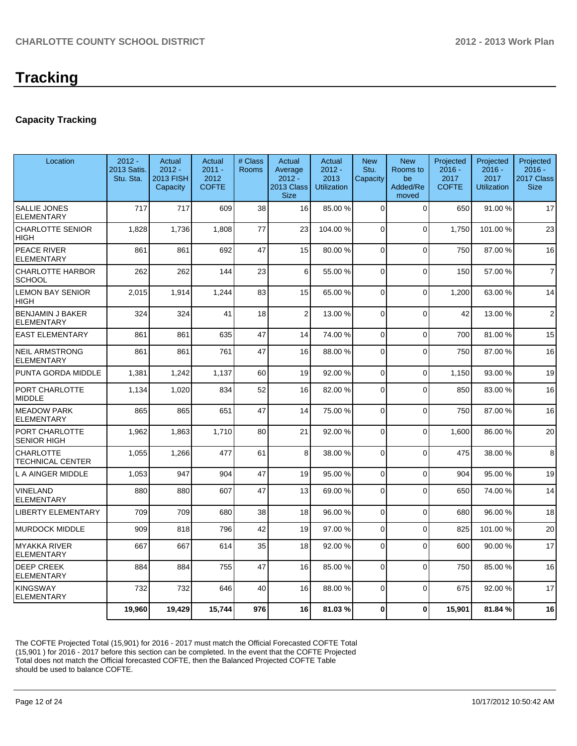# Tracking

### Capacity Tracking

| Location | 2012 - 2013 Satis. Stu. Sta. | Actual 2012 - 2013 FISH Capacity | Actual 2011 - 2012 COFTE | # Class Rooms | Actual Average 2012 - 2013 Class Size | Actual 2012 - 2013 Utilization | New Stu. Capacity | New Rooms to be Added/Removed | Projected 2016 - 2017 COFTE | Projected 2016 - 2017 Utilization | Projected 2016 - 2017 Class Size |
|---|---|---|---|---|---|---|---|---|---|---|---|
| SALLIE JONES ELEMENTARY | 717 | 717 | 609 | 38 | 16 | 85.00 % | 0 | 0 | 650 | 91.00 % | 17 |
| CHARLOTTE SENIOR HIGH | 1,828 | 1,736 | 1,808 | 77 | 23 | 104.00 % | 0 | 0 | 1,750 | 101.00 % | 23 |
| PEACE RIVER ELEMENTARY | 861 | 861 | 692 | 47 | 15 | 80.00 % | 0 | 0 | 750 | 87.00 % | 16 |
| CHARLOTTE HARBOR SCHOOL | 262 | 262 | 144 | 23 | 6 | 55.00 % | 0 | 0 | 150 | 57.00 % | 7 |
| LEMON BAY SENIOR HIGH | 2,015 | 1,914 | 1,244 | 83 | 15 | 65.00 % | 0 | 0 | 1,200 | 63.00 % | 14 |
| BENJAMIN J BAKER ELEMENTARY | 324 | 324 | 41 | 18 | 2 | 13.00 % | 0 | 0 | 42 | 13.00 % | 2 |
| EAST ELEMENTARY | 861 | 861 | 635 | 47 | 14 | 74.00 % | 0 | 0 | 700 | 81.00 % | 15 |
| NEIL ARMSTRONG ELEMENTARY | 861 | 861 | 761 | 47 | 16 | 88.00 % | 0 | 0 | 750 | 87.00 % | 16 |
| PUNTA GORDA MIDDLE | 1,381 | 1,242 | 1,137 | 60 | 19 | 92.00 % | 0 | 0 | 1,150 | 93.00 % | 19 |
| PORT CHARLOTTE MIDDLE | 1,134 | 1,020 | 834 | 52 | 16 | 82.00 % | 0 | 0 | 850 | 83.00 % | 16 |
| MEADOW PARK ELEMENTARY | 865 | 865 | 651 | 47 | 14 | 75.00 % | 0 | 0 | 750 | 87.00 % | 16 |
| PORT CHARLOTTE SENIOR HIGH | 1,962 | 1,863 | 1,710 | 80 | 21 | 92.00 % | 0 | 0 | 1,600 | 86.00 % | 20 |
| CHARLOTTE TECHNICAL CENTER | 1,055 | 1,266 | 477 | 61 | 8 | 38.00 % | 0 | 0 | 475 | 38.00 % | 8 |
| L A AINGER MIDDLE | 1,053 | 947 | 904 | 47 | 19 | 95.00 % | 0 | 0 | 904 | 95.00 % | 19 |
| VINELAND ELEMENTARY | 880 | 880 | 607 | 47 | 13 | 69.00 % | 0 | 0 | 650 | 74.00 % | 14 |
| LIBERTY ELEMENTARY | 709 | 709 | 680 | 38 | 18 | 96.00 % | 0 | 0 | 680 | 96.00 % | 18 |
| MURDOCK MIDDLE | 909 | 818 | 796 | 42 | 19 | 97.00 % | 0 | 0 | 825 | 101.00 % | 20 |
| MYAKKA RIVER ELEMENTARY | 667 | 667 | 614 | 35 | 18 | 92.00 % | 0 | 0 | 600 | 90.00 % | 17 |
| DEEP CREEK ELEMENTARY | 884 | 884 | 755 | 47 | 16 | 85.00 % | 0 | 0 | 750 | 85.00 % | 16 |
| KINGSWAY ELEMENTARY | 732 | 732 | 646 | 40 | 16 | 88.00 % | 0 | 0 | 675 | 92.00 % | 17 |
| | **19,960** | **19,429** | **15,744** | **976** | **16** | **81.03 %** | **0** | **0** | **15,901** | **81.84 %** | **16** |

The COFTE Projected Total (15,901) for 2016 - 2017 must match the Official Forecasted COFTE Total (15,901 ) for 2016 - 2017 before this section can be completed. In the event that the COFTE Projected Total does not match the Official forecasted COFTE, then the Balanced Projected COFTE Table should be used to balance COFTE.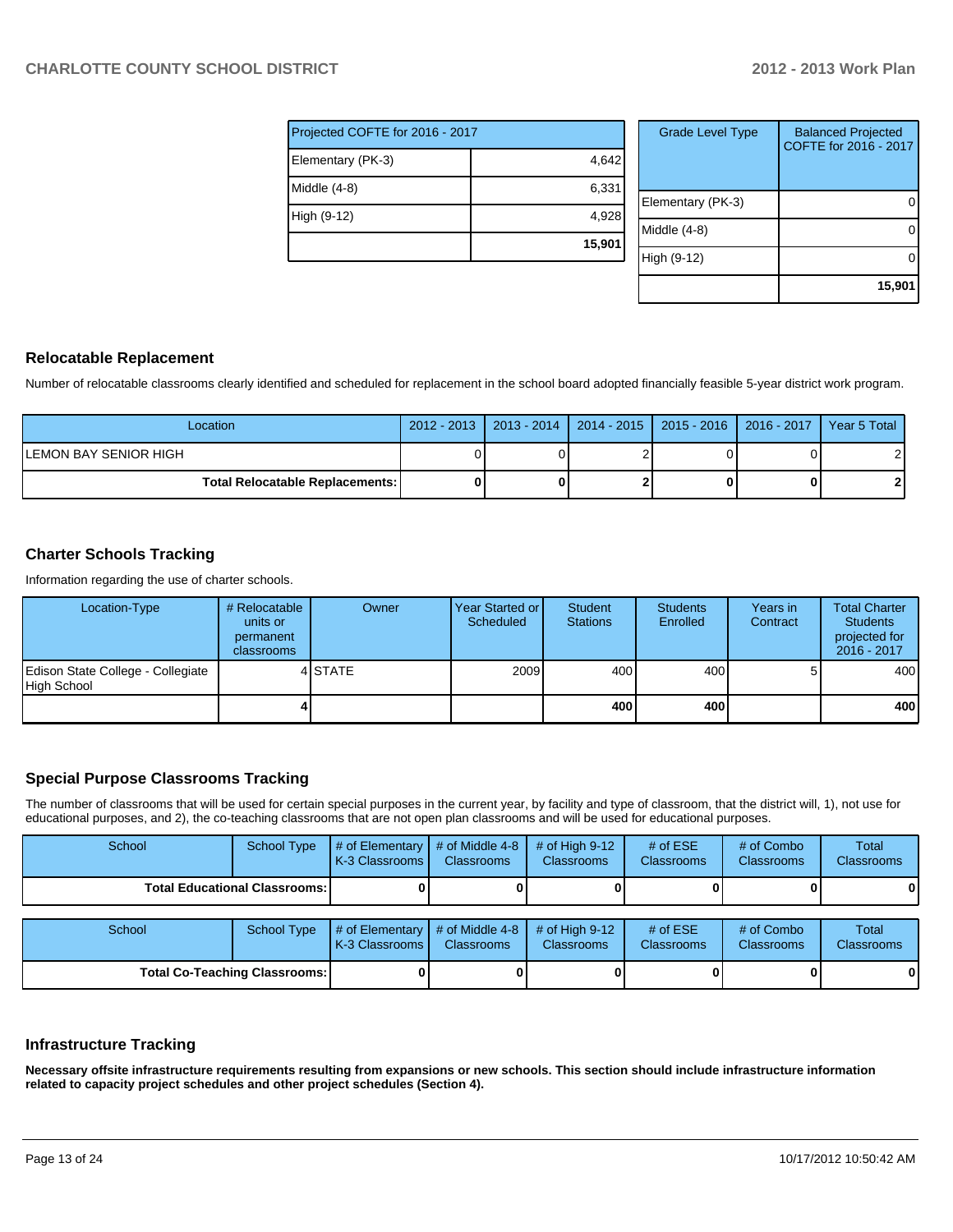| Projected COFTE for 2016 - 2017 | |
|---|---:|
| Elementary (PK-3) | 4,642 |
| Middle (4-8) | 6,331 |
| High (9-12) | 4,928 |
| | **15,901** |

| Grade Level Type | Balanced Projected COFTE for 2016 - 2017 |
|---|---:|
| Elementary (PK-3) | 0 |
| Middle (4-8) | 0 |
| High (9-12) | 0 |
| | **15,901** |

## Relocatable Replacement

Number of relocatable classrooms clearly identified and scheduled for replacement in the school board adopted financially feasible 5-year district work program.

| Location | 2012 - 2013 | 2013 - 2014 | 2014 - 2015 | 2015 - 2016 | 2016 - 2017 | Year 5 Total |
|---|---:|---:|---:|---:|---:|---:|
| LEMON BAY SENIOR HIGH | 0 | 0 | 2 | 0 | 0 | 2 |
| **Total Relocatable Replacements:** | **0** | **0** | **2** | **0** | **0** | **2** |

## Charter Schools Tracking

Information regarding the use of charter schools.

| Location-Type | # Relocatable units or permanent classrooms | Owner | Year Started or Scheduled | Student Stations | Students Enrolled | Years in Contract | Total Charter Students projected for 2016 - 2017 |
|---|---:|---|---:|---:|---:|---:|---:|
| Edison State College - Collegiate High School | 4 | STATE | 2009 | 400 | 400 | 5 | 400 |
| | **4** | | | **400** | **400** | | **400** |

## Special Purpose Classrooms Tracking

The number of classrooms that will be used for certain special purposes in the current year, by facility and type of classroom, that the district will, 1), not use for educational purposes, and 2), the co-teaching classrooms that are not open plan classrooms and will be used for educational purposes.

| School | School Type | # of Elementary K-3 Classrooms | # of Middle 4-8 Classrooms | # of High 9-12 Classrooms | # of ESE Classrooms | # of Combo Classrooms | Total Classrooms |
|---|---|---:|---:|---:|---:|---:|---:|
| **Total Educational Classrooms:** | | **0** | **0** | **0** | **0** | **0** | **0** |

| School | School Type | # of Elementary K-3 Classrooms | # of Middle 4-8 Classrooms | # of High 9-12 Classrooms | # of ESE Classrooms | # of Combo Classrooms | Total Classrooms |
|---|---|---:|---:|---:|---:|---:|---:|
| **Total Co-Teaching Classrooms:** | | **0** | **0** | **0** | **0** | **0** | **0** |

## Infrastructure Tracking

**Necessary offsite infrastructure requirements resulting from expansions or new schools. This section should include infrastructure information related to capacity project schedules and other project schedules (Section 4).**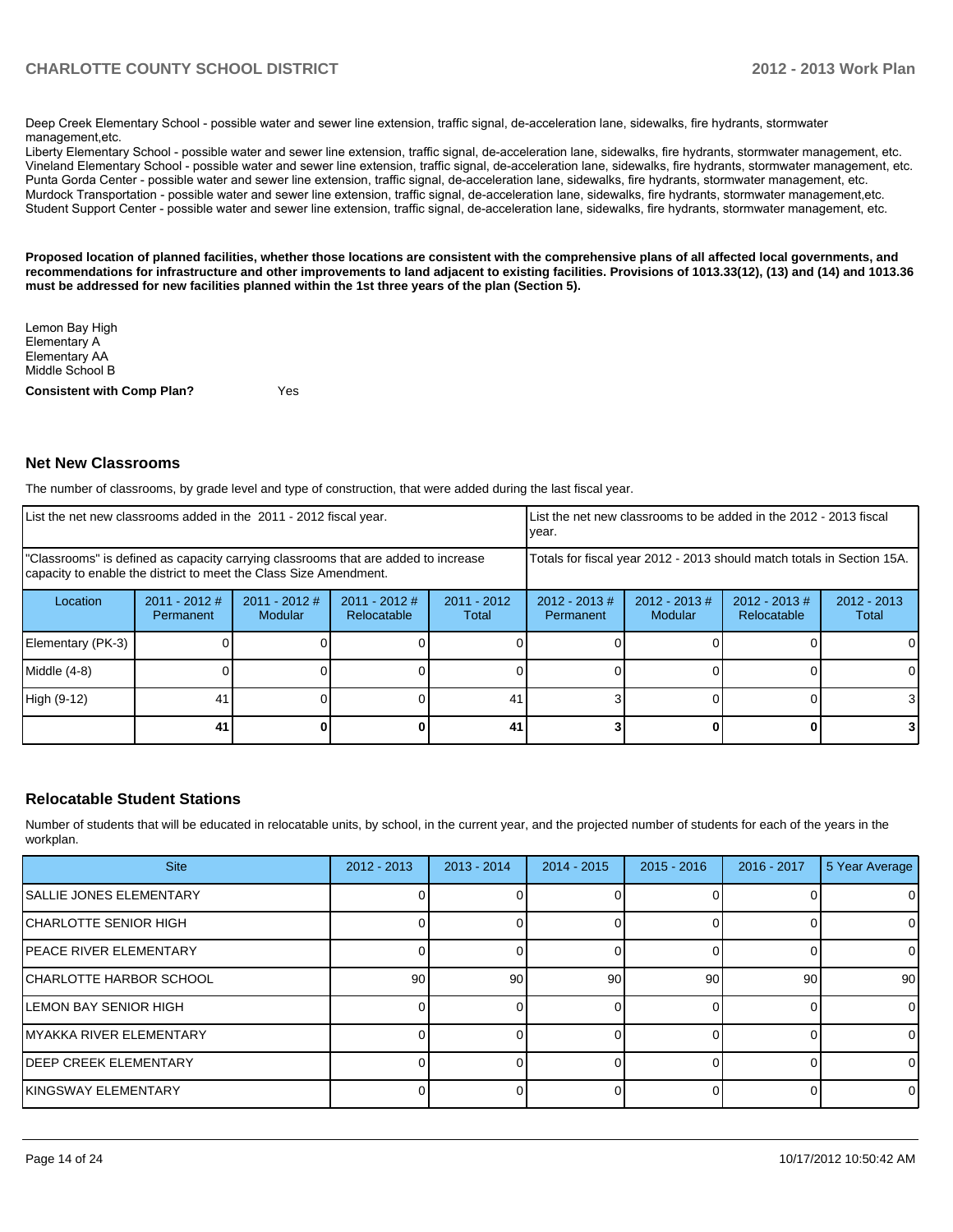Deep Creek Elementary School - possible water and sewer line extension, traffic signal, de-acceleration lane, sidewalks, fire hydrants, stormwater management,etc.

Liberty Elementary School - possible water and sewer line extension, traffic signal, de-acceleration lane, sidewalks, fire hydrants, stormwater management, etc.

Vineland Elementary School - possible water and sewer line extension, traffic signal, de-acceleration lane, sidewalks, fire hydrants, stormwater management, etc.

Punta Gorda Center - possible water and sewer line extension, traffic signal, de-acceleration lane, sidewalks, fire hydrants, stormwater management, etc.

Murdock Transportation - possible water and sewer line extension, traffic signal, de-acceleration lane, sidewalks, fire hydrants, stormwater management,etc.

Student Support Center - possible water and sewer line extension, traffic signal, de-acceleration lane, sidewalks, fire hydrants, stormwater management, etc.

**Proposed location of planned facilities, whether those locations are consistent with the comprehensive plans of all affected local governments, and recommendations for infrastructure and other improvements to land adjacent to existing facilities. Provisions of 1013.33(12), (13) and (14) and 1013.36 must be addressed for new facilities planned within the 1st three years of the plan (Section 5).**

Lemon Bay High
Elementary A
Elementary AA
Middle School B

**Consistent with Comp Plan?** Yes

## Net New Classrooms

The number of classrooms, by grade level and type of construction, that were added during the last fiscal year.

| List the net new classrooms added in the 2011 - 2012 fiscal year. | | | | | List the net new classrooms to be added in the 2012 - 2013 fiscal year. | | | |
|---|---|---|---|---|---|---|---|---|
| "Classrooms" is defined as capacity carrying classrooms that are added to increase capacity to enable the district to meet the Class Size Amendment. | | | | | Totals for fiscal year 2012 - 2013 should match totals in Section 15A. | | | |
| Location | 2011 - 2012 # Permanent | 2011 - 2012 # Modular | 2011 - 2012 # Relocatable | 2011 - 2012 Total | 2012 - 2013 # Permanent | 2012 - 2013 # Modular | 2012 - 2013 # Relocatable | 2012 - 2013 Total |
| Elementary (PK-3) | 0 | 0 | 0 | 0 | 0 | 0 | 0 | 0 |
| Middle (4-8) | 0 | 0 | 0 | 0 | 0 | 0 | 0 | 0 |
| High (9-12) | 41 | 0 | 0 | 41 | 3 | 0 | 0 | 3 |
| | **41** | **0** | **0** | **41** | **3** | **0** | **0** | **3** |

## Relocatable Student Stations

Number of students that will be educated in relocatable units, by school, in the current year, and the projected number of students for each of the years in the workplan.

| Site | 2012 - 2013 | 2013 - 2014 | 2014 - 2015 | 2015 - 2016 | 2016 - 2017 | 5 Year Average |
|---|---|---|---|---|---|---|
| SALLIE JONES ELEMENTARY | 0 | 0 | 0 | 0 | 0 | 0 |
| CHARLOTTE SENIOR HIGH | 0 | 0 | 0 | 0 | 0 | 0 |
| PEACE RIVER ELEMENTARY | 0 | 0 | 0 | 0 | 0 | 0 |
| CHARLOTTE HARBOR SCHOOL | 90 | 90 | 90 | 90 | 90 | 90 |
| LEMON BAY SENIOR HIGH | 0 | 0 | 0 | 0 | 0 | 0 |
| MYAKKA RIVER ELEMENTARY | 0 | 0 | 0 | 0 | 0 | 0 |
| DEEP CREEK ELEMENTARY | 0 | 0 | 0 | 0 | 0 | 0 |
| KINGSWAY ELEMENTARY | 0 | 0 | 0 | 0 | 0 | 0 |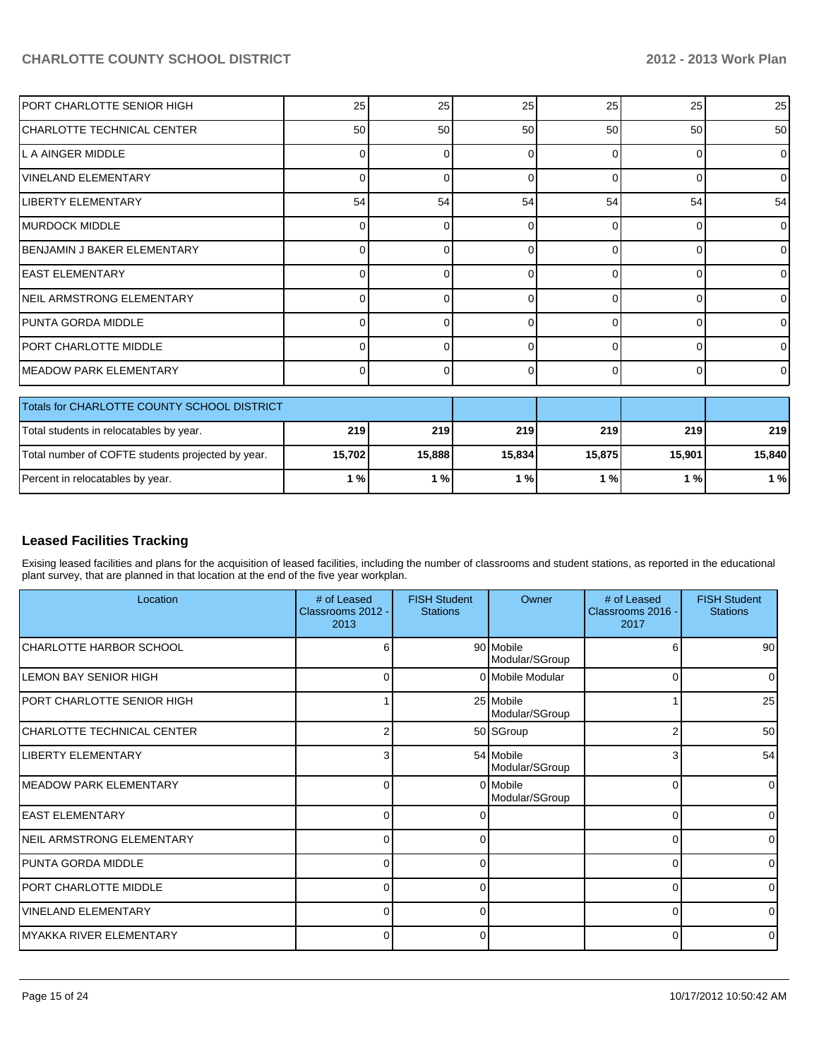| | | | | | | |
|---|---|---|---|---|---|---|
| PORT CHARLOTTE SENIOR HIGH | 25 | 25 | 25 | 25 | 25 | 25 |
| CHARLOTTE TECHNICAL CENTER | 50 | 50 | 50 | 50 | 50 | 50 |
| L A AINGER MIDDLE | 0 | 0 | 0 | 0 | 0 | 0 |
| VINELAND ELEMENTARY | 0 | 0 | 0 | 0 | 0 | 0 |
| LIBERTY ELEMENTARY | 54 | 54 | 54 | 54 | 54 | 54 |
| MURDOCK MIDDLE | 0 | 0 | 0 | 0 | 0 | 0 |
| BENJAMIN J BAKER ELEMENTARY | 0 | 0 | 0 | 0 | 0 | 0 |
| EAST ELEMENTARY | 0 | 0 | 0 | 0 | 0 | 0 |
| NEIL ARMSTRONG ELEMENTARY | 0 | 0 | 0 | 0 | 0 | 0 |
| PUNTA GORDA MIDDLE | 0 | 0 | 0 | 0 | 0 | 0 |
| PORT CHARLOTTE MIDDLE | 0 | 0 | 0 | 0 | 0 | 0 |
| MEADOW PARK ELEMENTARY | 0 | 0 | 0 | 0 | 0 | 0 |

| Totals for CHARLOTTE COUNTY SCHOOL DISTRICT | | | | | | |
|---|---|---|---|---|---|---|
| Total students in relocatables by year. | **219** | **219** | **219** | **219** | **219** | **219** |
| Total number of COFTE students projected by year. | **15,702** | **15,888** | **15,834** | **15,875** | **15,901** | **15,840** |
| Percent in relocatables by year. | **1 %** | **1 %** | **1 %** | **1 %** | **1 %** | **1 %** |

## Leased Facilities Tracking

Exising leased facilities and plans for the acquisition of leased facilities, including the number of classrooms and student stations, as reported in the educational plant survey, that are planned in that location at the end of the five year workplan.

| Location | # of Leased Classrooms 2012 - 2013 | FISH Student Stations | Owner | # of Leased Classrooms 2016 - 2017 | FISH Student Stations |
|---|---|---|---|---|---|
| CHARLOTTE HARBOR SCHOOL | 6 | 90 | Mobile Modular/SGroup | 6 | 90 |
| LEMON BAY SENIOR HIGH | 0 | 0 | Mobile Modular | 0 | 0 |
| PORT CHARLOTTE SENIOR HIGH | 1 | 25 | Mobile Modular/SGroup | 1 | 25 |
| CHARLOTTE TECHNICAL CENTER | 2 | 50 | SGroup | 2 | 50 |
| LIBERTY ELEMENTARY | 3 | 54 | Mobile Modular/SGroup | 3 | 54 |
| MEADOW PARK ELEMENTARY | 0 | 0 | Mobile Modular/SGroup | 0 | 0 |
| EAST ELEMENTARY | 0 | 0 | | 0 | 0 |
| NEIL ARMSTRONG ELEMENTARY | 0 | 0 | | 0 | 0 |
| PUNTA GORDA MIDDLE | 0 | 0 | | 0 | 0 |
| PORT CHARLOTTE MIDDLE | 0 | 0 | | 0 | 0 |
| VINELAND ELEMENTARY | 0 | 0 | | 0 | 0 |
| MYAKKA RIVER ELEMENTARY | 0 | 0 | | 0 | 0 |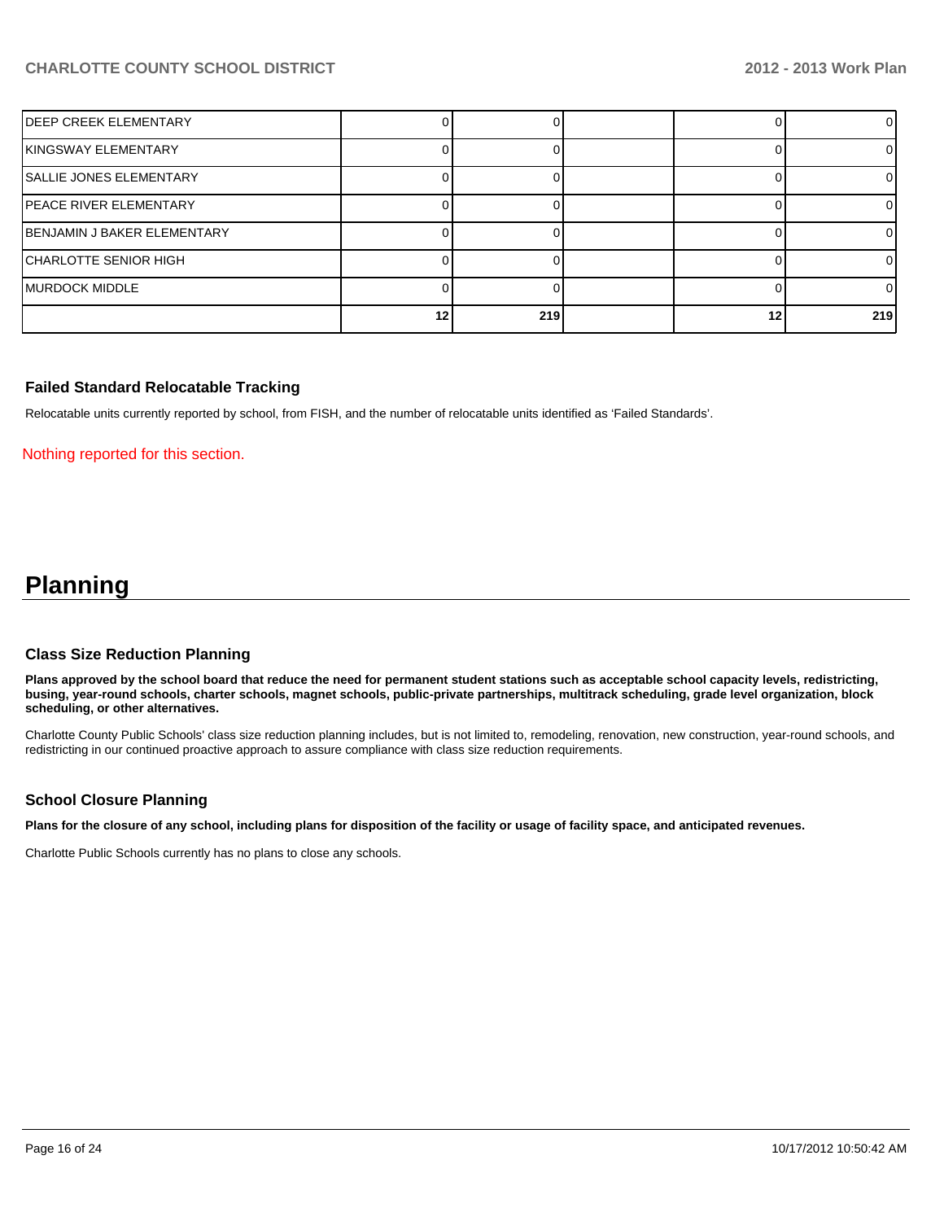| | | | | | |
|---|---|---|---|---|---|
| DEEP CREEK ELEMENTARY | 0 | 0 | | 0 | 0 |
| KINGSWAY ELEMENTARY | 0 | 0 | | 0 | 0 |
| SALLIE JONES ELEMENTARY | 0 | 0 | | 0 | 0 |
| PEACE RIVER ELEMENTARY | 0 | 0 | | 0 | 0 |
| BENJAMIN J BAKER ELEMENTARY | 0 | 0 | | 0 | 0 |
| CHARLOTTE SENIOR HIGH | 0 | 0 | | 0 | 0 |
| MURDOCK MIDDLE | 0 | 0 | | 0 | 0 |
| | **12** | **219** | | **12** | **219** |

### Failed Standard Relocatable Tracking

Relocatable units currently reported by school, from FISH, and the number of relocatable units identified as 'Failed Standards'.

Nothing reported for this section.

# Planning

### Class Size Reduction Planning

**Plans approved by the school board that reduce the need for permanent student stations such as acceptable school capacity levels, redistricting, busing, year-round schools, charter schools, magnet schools, public-private partnerships, multitrack scheduling, grade level organization, block scheduling, or other alternatives.**

Charlotte County Public Schools' class size reduction planning includes, but is not limited to, remodeling, renovation, new construction, year-round schools, and redistricting in our continued proactive approach to assure compliance with class size reduction requirements.

### School Closure Planning

**Plans for the closure of any school, including plans for disposition of the facility or usage of facility space, and anticipated revenues.**

Charlotte Public Schools currently has no plans to close any schools.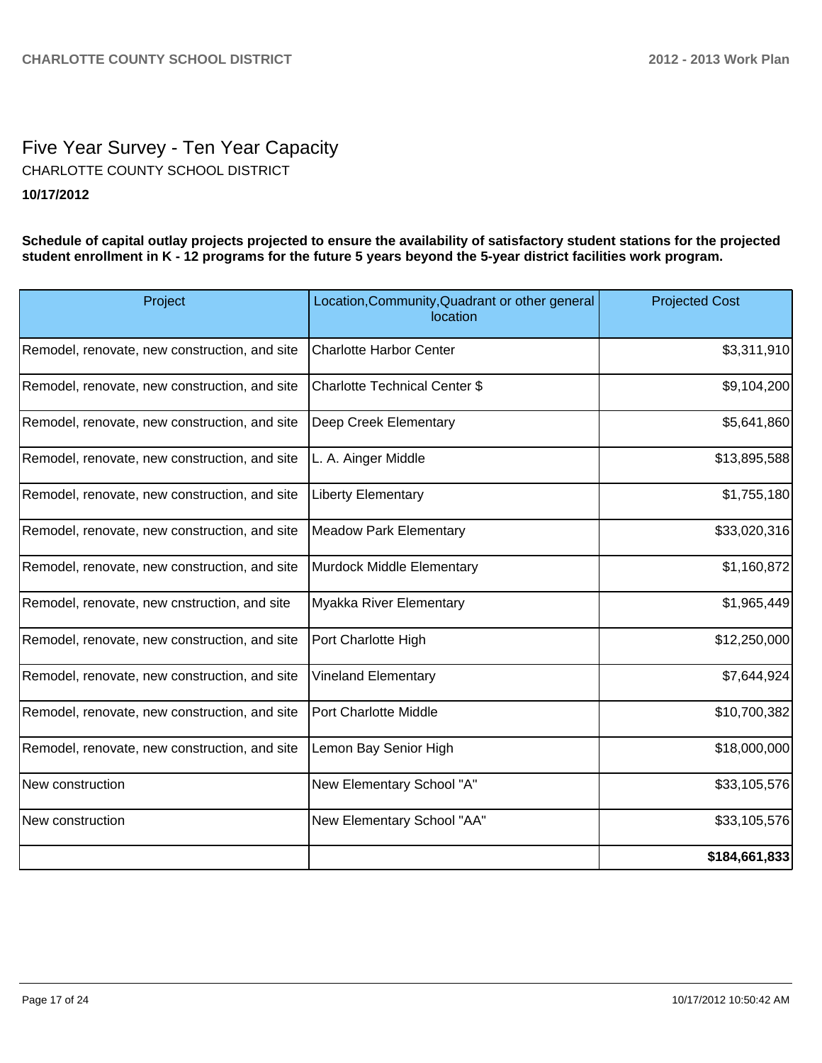# Five Year Survey - Ten Year Capacity

CHARLOTTE COUNTY SCHOOL DISTRICT

**10/17/2012**

**Schedule of capital outlay projects projected to ensure the availability of satisfactory student stations for the projected student enrollment in K - 12 programs for the future 5 years beyond the 5-year district facilities work program.**

| Project | Location,Community,Quadrant or other general location | Projected Cost |
|---|---|---|
| Remodel, renovate, new construction, and site | Charlotte Harbor Center | $3,311,910 |
| Remodel, renovate, new construction, and site | Charlotte Technical Center $ | $9,104,200 |
| Remodel, renovate, new construction, and site | Deep Creek Elementary | $5,641,860 |
| Remodel, renovate, new construction, and site | L. A. Ainger Middle | $13,895,588 |
| Remodel, renovate, new construction, and site | Liberty Elementary | $1,755,180 |
| Remodel, renovate, new construction, and site | Meadow Park Elementary | $33,020,316 |
| Remodel, renovate, new construction, and site | Murdock Middle Elementary | $1,160,872 |
| Remodel, renovate, new cnstruction, and site | Myakka River Elementary | $1,965,449 |
| Remodel, renovate, new construction, and site | Port Charlotte High | $12,250,000 |
| Remodel, renovate, new construction, and site | Vineland Elementary | $7,644,924 |
| Remodel, renovate, new construction, and site | Port Charlotte Middle | $10,700,382 |
| Remodel, renovate, new construction, and site | Lemon Bay Senior High | $18,000,000 |
| New construction | New Elementary School "A" | $33,105,576 |
| New construction | New Elementary School "AA" | $33,105,576 |
| | | **$184,661,833** |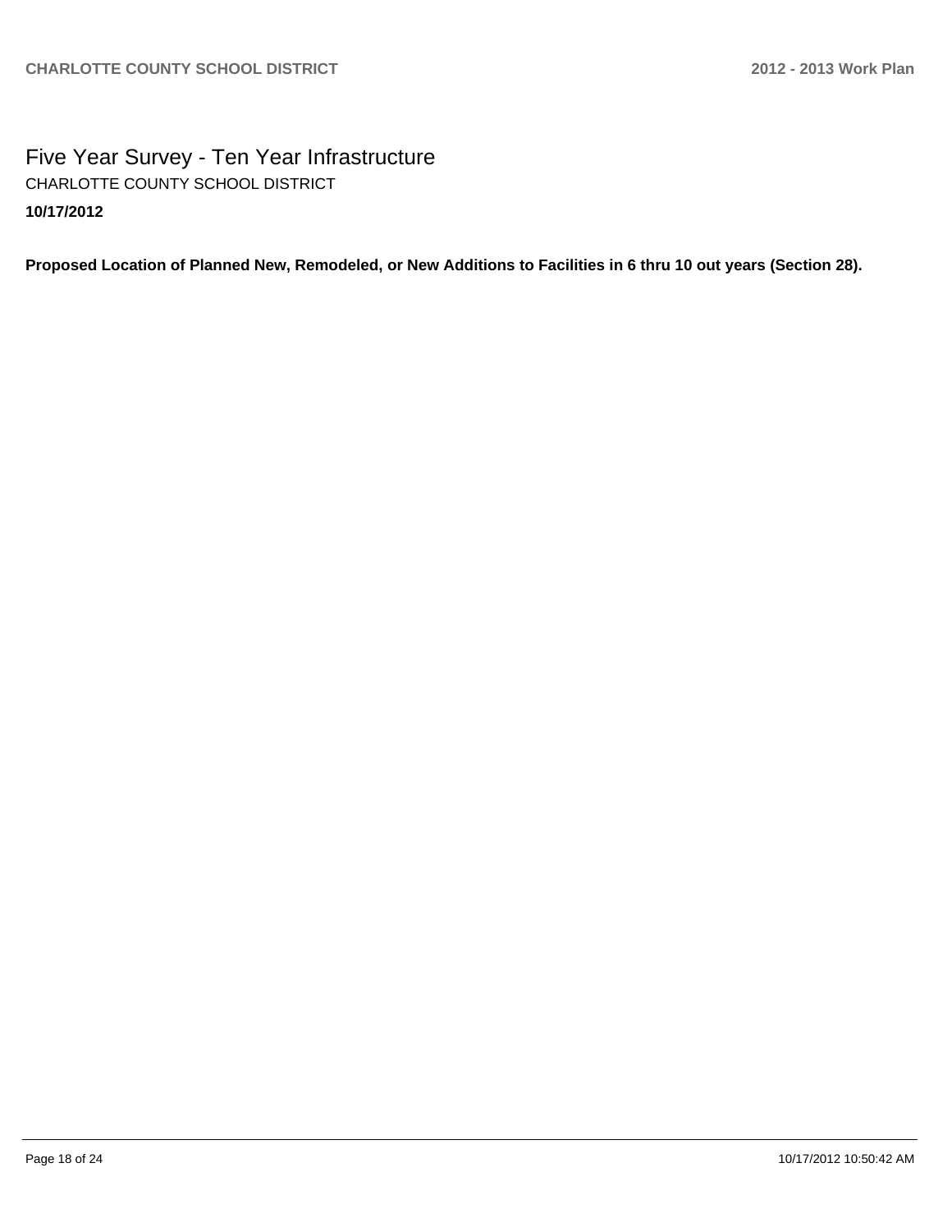# Five Year Survey - Ten Year Infrastructure

CHARLOTTE COUNTY SCHOOL DISTRICT

**10/17/2012**

**Proposed Location of Planned New, Remodeled, or New Additions to Facilities in 6 thru 10 out years (Section 28).**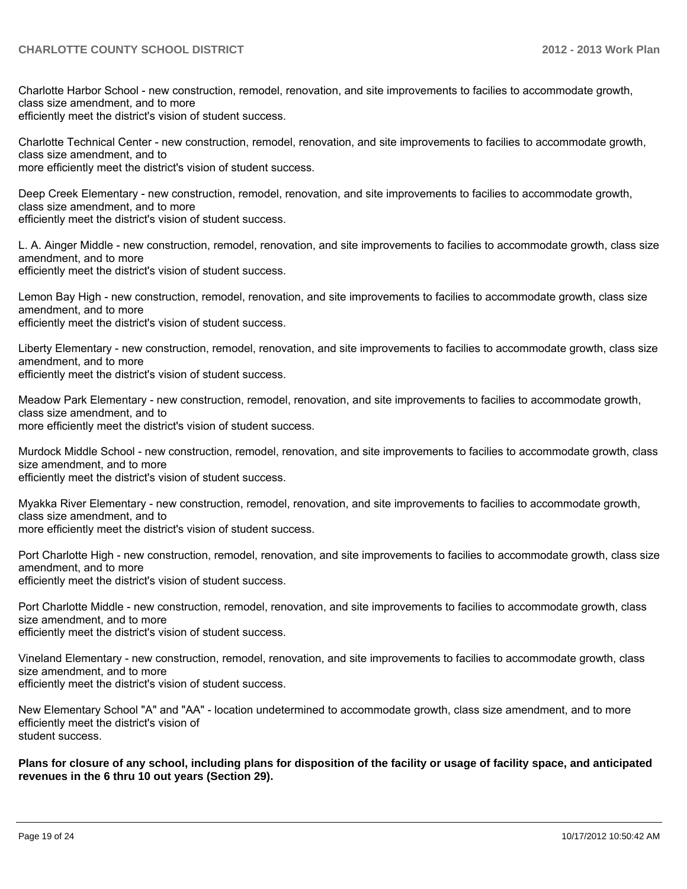Charlotte Harbor School - new construction, remodel, renovation, and site improvements to facilies to accommodate growth, class size amendment, and to more
efficiently meet the district's vision of student success.

Charlotte Technical Center - new construction, remodel, renovation, and site improvements to facilies to accommodate growth, class size amendment, and to
more efficiently meet the district's vision of student success.

Deep Creek Elementary - new construction, remodel, renovation, and site improvements to facilies to accommodate growth, class size amendment, and to more
efficiently meet the district's vision of student success.

L. A. Ainger Middle - new construction, remodel, renovation, and site improvements to facilies to accommodate growth, class size amendment, and to more
efficiently meet the district's vision of student success.

Lemon Bay High - new construction, remodel, renovation, and site improvements to facilies to accommodate growth, class size amendment, and to more
efficiently meet the district's vision of student success.

Liberty Elementary - new construction, remodel, renovation, and site improvements to facilies to accommodate growth, class size amendment, and to more
efficiently meet the district's vision of student success.

Meadow Park Elementary - new construction, remodel, renovation, and site improvements to facilies to accommodate growth, class size amendment, and to
more efficiently meet the district's vision of student success.

Murdock Middle School - new construction, remodel, renovation, and site improvements to facilies to accommodate growth, class size amendment, and to more
efficiently meet the district's vision of student success.

Myakka River Elementary - new construction, remodel, renovation, and site improvements to facilies to accommodate growth, class size amendment, and to
more efficiently meet the district's vision of student success.

Port Charlotte High - new construction, remodel, renovation, and site improvements to facilies to accommodate growth, class size amendment, and to more
efficiently meet the district's vision of student success.

Port Charlotte Middle - new construction, remodel, renovation, and site improvements to facilies to accommodate growth, class size amendment, and to more
efficiently meet the district's vision of student success.

Vineland Elementary - new construction, remodel, renovation, and site improvements to facilies to accommodate growth, class size amendment, and to more
efficiently meet the district's vision of student success.

New Elementary School "A" and "AA" - location undetermined to accommodate growth, class size amendment, and to more efficiently meet the district's vision of
student success.

**Plans for closure of any school, including plans for disposition of the facility or usage of facility space, and anticipated revenues in the 6 thru 10 out years (Section 29).**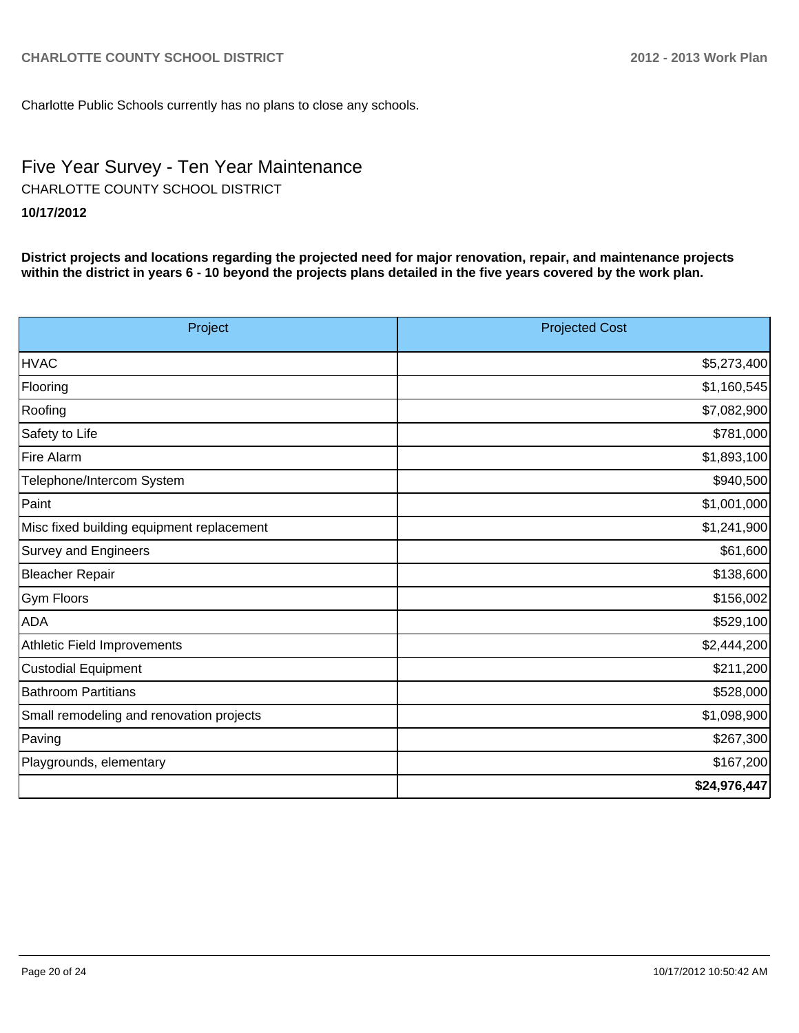Charlotte Public Schools currently has no plans to close any schools.

# Five Year Survey - Ten Year Maintenance

CHARLOTTE COUNTY SCHOOL DISTRICT

**10/17/2012**

**District projects and locations regarding the projected need for major renovation, repair, and maintenance projects within the district in years 6 - 10 beyond the projects plans detailed in the five years covered by the work plan.**

| Project | Projected Cost |
|---|---:|
| HVAC | $5,273,400 |
| Flooring | $1,160,545 |
| Roofing | $7,082,900 |
| Safety to Life | $781,000 |
| Fire Alarm | $1,893,100 |
| Telephone/Intercom System | $940,500 |
| Paint | $1,001,000 |
| Misc fixed building equipment replacement | $1,241,900 |
| Survey and Engineers | $61,600 |
| Bleacher Repair | $138,600 |
| Gym Floors | $156,002 |
| ADA | $529,100 |
| Athletic Field Improvements | $2,444,200 |
| Custodial Equipment | $211,200 |
| Bathroom Partitians | $528,000 |
| Small remodeling and renovation projects | $1,098,900 |
| Paving | $267,300 |
| Playgrounds, elementary | $167,200 |
| | **$24,976,447** |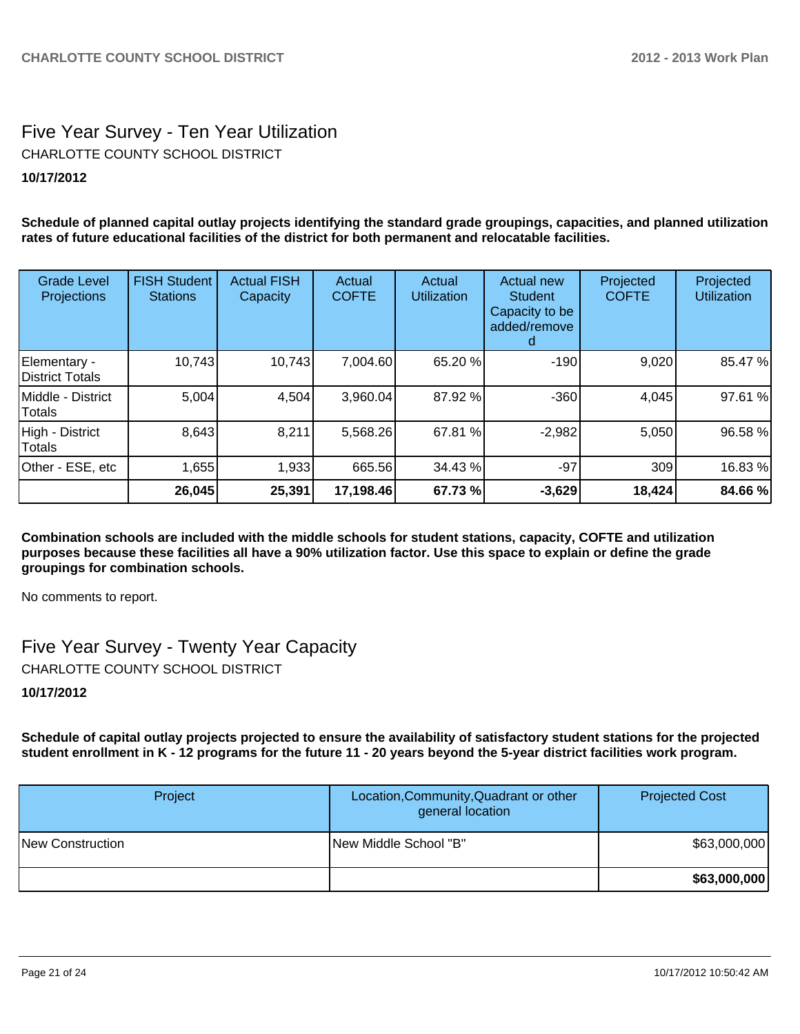## Five Year Survey - Ten Year Utilization

CHARLOTTE COUNTY SCHOOL DISTRICT

**10/17/2012**

**Schedule of planned capital outlay projects identifying the standard grade groupings, capacities, and planned utilization rates of future educational facilities of the district for both permanent and relocatable facilities.**

| Grade Level Projections | FISH Student Stations | Actual FISH Capacity | Actual COFTE | Actual Utilization | Actual new Student Capacity to be added/removed | Projected COFTE | Projected Utilization |
|---|---|---|---|---|---|---|---|
| Elementary - District Totals | 10,743 | 10,743 | 7,004.60 | 65.20 % | -190 | 9,020 | 85.47 % |
| Middle - District Totals | 5,004 | 4,504 | 3,960.04 | 87.92 % | -360 | 4,045 | 97.61 % |
| High - District Totals | 8,643 | 8,211 | 5,568.26 | 67.81 % | -2,982 | 5,050 | 96.58 % |
| Other - ESE, etc | 1,655 | 1,933 | 665.56 | 34.43 % | -97 | 309 | 16.83 % |
| | **26,045** | **25,391** | **17,198.46** | **67.73 %** | **-3,629** | **18,424** | **84.66 %** |

**Combination schools are included with the middle schools for student stations, capacity, COFTE and utilization purposes because these facilities all have a 90% utilization factor. Use this space to explain or define the grade groupings for combination schools.**

No comments to report.

## Five Year Survey - Twenty Year Capacity

CHARLOTTE COUNTY SCHOOL DISTRICT

**10/17/2012**

**Schedule of capital outlay projects projected to ensure the availability of satisfactory student stations for the projected student enrollment in K - 12 programs for the future 11 - 20 years beyond the 5-year district facilities work program.**

| Project | Location,Community,Quadrant or other general location | Projected Cost |
|---|---|---|
| New Construction | New Middle School "B" | $63,000,000 |
| | | **$63,000,000** |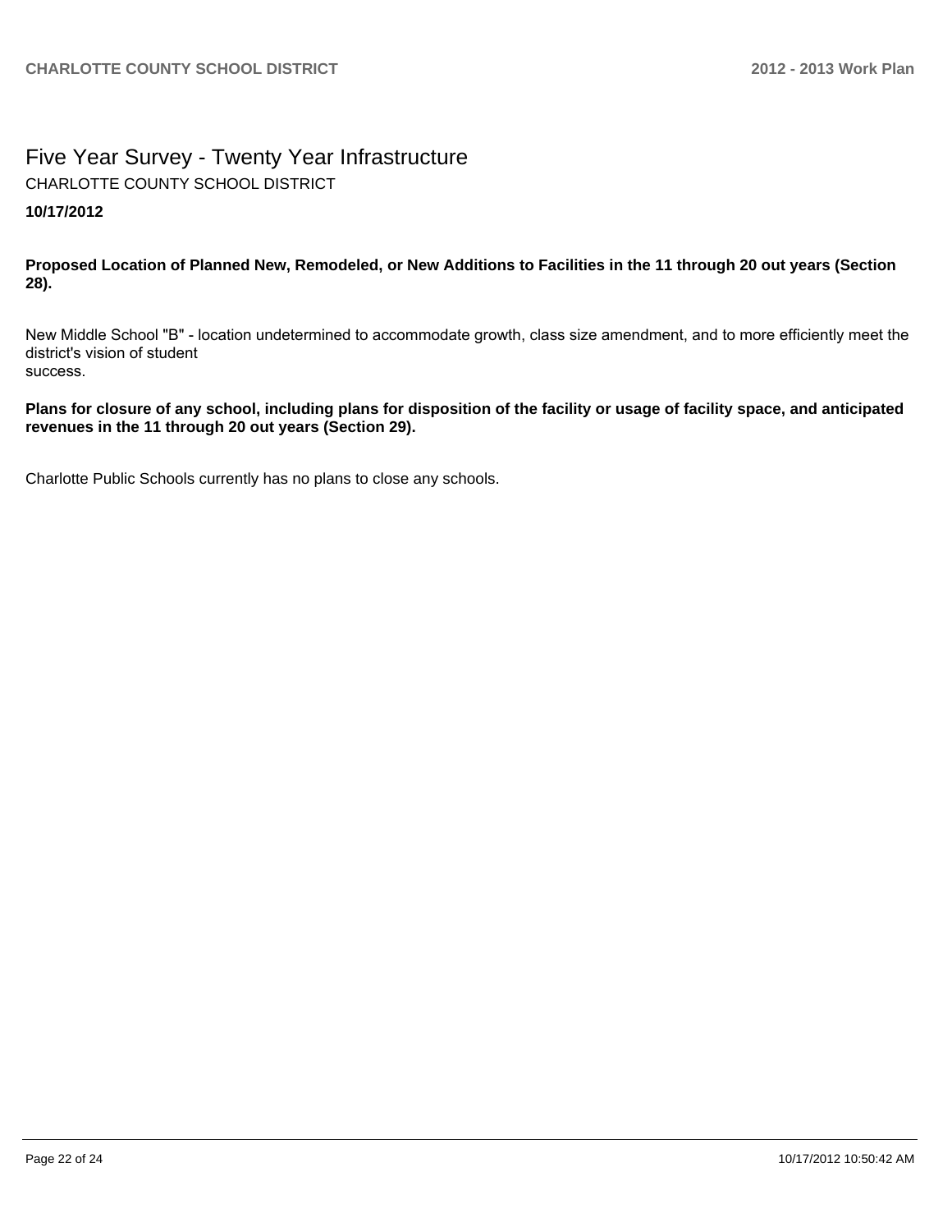# Five Year Survey - Twenty Year Infrastructure

CHARLOTTE COUNTY SCHOOL DISTRICT

**10/17/2012**

**Proposed Location of Planned New, Remodeled, or New Additions to Facilities in the 11 through 20 out years (Section 28).**

New Middle School "B" - location undetermined to accommodate growth, class size amendment, and to more efficiently meet the district's vision of student
success.

**Plans for closure of any school, including plans for disposition of the facility or usage of facility space, and anticipated revenues in the 11 through 20 out years (Section 29).**

Charlotte Public Schools currently has no plans to close any schools.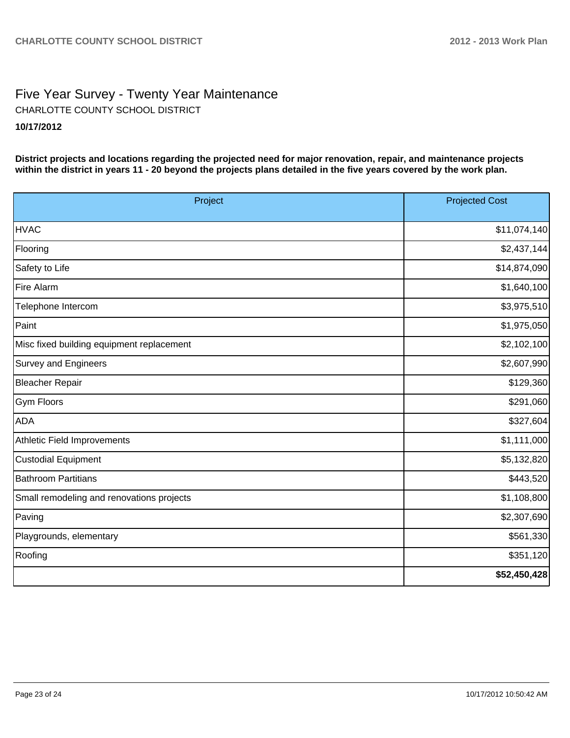# Five Year Survey - Twenty Year Maintenance

CHARLOTTE COUNTY SCHOOL DISTRICT

**10/17/2012**

**District projects and locations regarding the projected need for major renovation, repair, and maintenance projects within the district in years 11 - 20 beyond the projects plans detailed in the five years covered by the work plan.**

| Project | Projected Cost |
|---|---|
| HVAC | $11,074,140 |
| Flooring | $2,437,144 |
| Safety to Life | $14,874,090 |
| Fire Alarm | $1,640,100 |
| Telephone Intercom | $3,975,510 |
| Paint | $1,975,050 |
| Misc fixed building equipment replacement | $2,102,100 |
| Survey and Engineers | $2,607,990 |
| Bleacher Repair | $129,360 |
| Gym Floors | $291,060 |
| ADA | $327,604 |
| Athletic Field Improvements | $1,111,000 |
| Custodial Equipment | $5,132,820 |
| Bathroom Partitians | $443,520 |
| Small remodeling and renovations projects | $1,108,800 |
| Paving | $2,307,690 |
| Playgrounds, elementary | $561,330 |
| Roofing | $351,120 |
| | **$52,450,428** |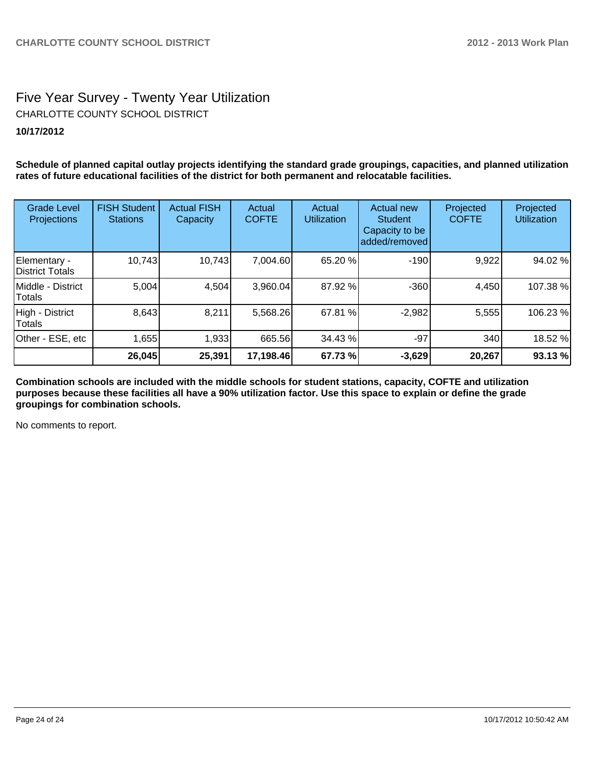# Five Year Survey - Twenty Year Utilization

CHARLOTTE COUNTY SCHOOL DISTRICT

**10/17/2012**

**Schedule of planned capital outlay projects identifying the standard grade groupings, capacities, and planned utilization rates of future educational facilities of the district for both permanent and relocatable facilities.**

| Grade Level Projections | FISH Student Stations | Actual FISH Capacity | Actual COFTE | Actual Utilization | Actual new Student Capacity to be added/removed | Projected COFTE | Projected Utilization |
|---|---|---|---|---|---|---|---|
| Elementary - District Totals | 10,743 | 10,743 | 7,004.60 | 65.20 % | -190 | 9,922 | 94.02 % |
| Middle - District Totals | 5,004 | 4,504 | 3,960.04 | 87.92 % | -360 | 4,450 | 107.38 % |
| High - District Totals | 8,643 | 8,211 | 5,568.26 | 67.81 % | -2,982 | 5,555 | 106.23 % |
| Other - ESE, etc | 1,655 | 1,933 | 665.56 | 34.43 % | -97 | 340 | 18.52 % |
| | **26,045** | **25,391** | **17,198.46** | **67.73 %** | **-3,629** | **20,267** | **93.13 %** |

**Combination schools are included with the middle schools for student stations, capacity, COFTE and utilization purposes because these facilities all have a 90% utilization factor. Use this space to explain or define the grade groupings for combination schools.**

No comments to report.